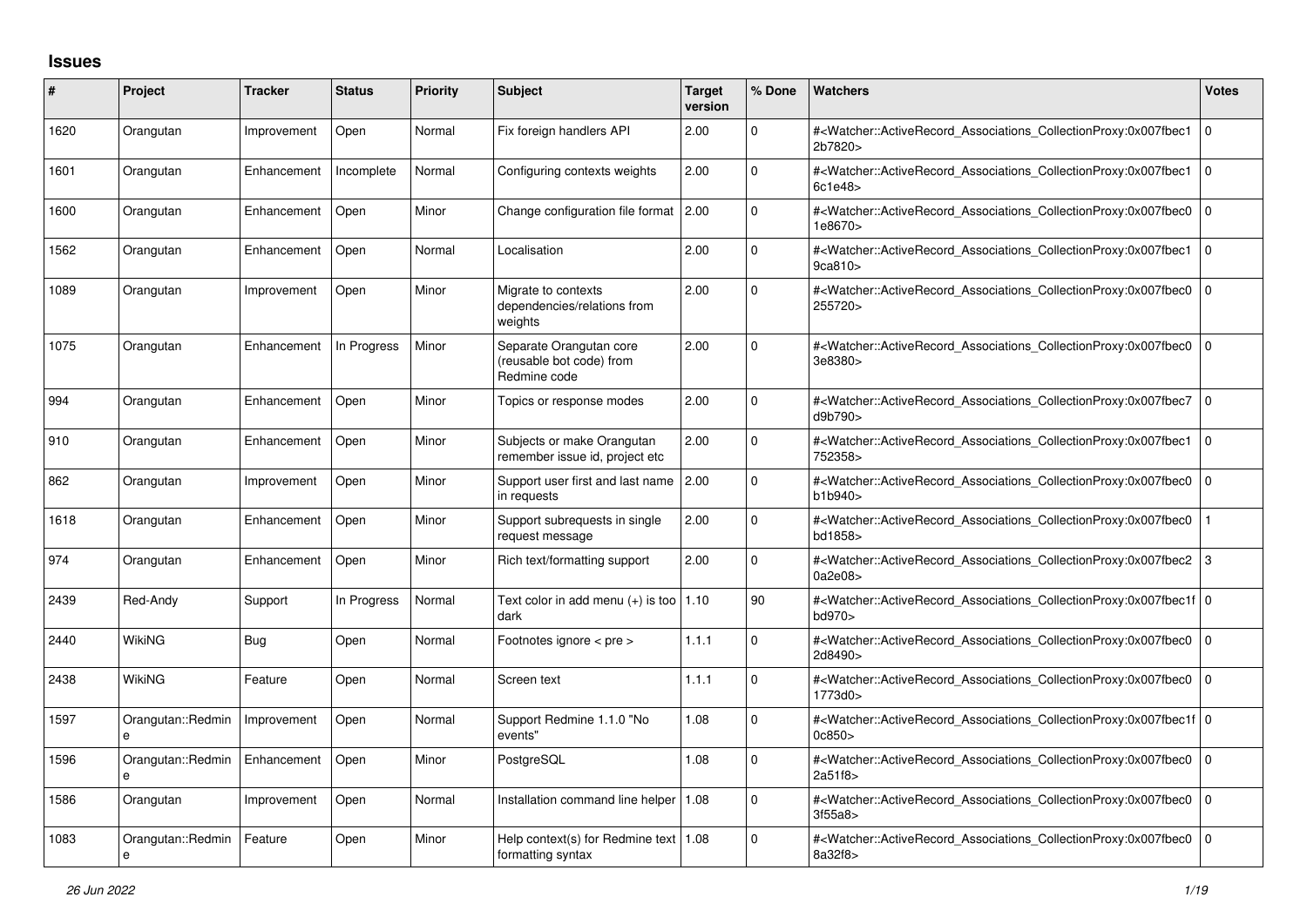## Issues

| # | Project | Tracker | Status | Priority | Subject | Target version | % Done | Watchers | Votes |
|---|---|---|---|---|---|---|---|---|---|
| 1620 | Orangutan | Improvement | Open | Normal | Fix foreign handlers API | 2.00 | 0 | #<Watcher::ActiveRecord_Associations_CollectionProxy:0x007fbec12b7820> | 0 |
| 1601 | Orangutan | Enhancement | Incomplete | Normal | Configuring contexts weights | 2.00 | 0 | #<Watcher::ActiveRecord_Associations_CollectionProxy:0x007fbec16c1e48> | 0 |
| 1600 | Orangutan | Enhancement | Open | Minor | Change configuration file format | 2.00 | 0 | #<Watcher::ActiveRecord_Associations_CollectionProxy:0x007fbec01e8670> | 0 |
| 1562 | Orangutan | Enhancement | Open | Normal | Localisation | 2.00 | 0 | #<Watcher::ActiveRecord_Associations_CollectionProxy:0x007fbec19ca810> | 0 |
| 1089 | Orangutan | Improvement | Open | Minor | Migrate to contexts dependencies/relations from weights | 2.00 | 0 | #<Watcher::ActiveRecord_Associations_CollectionProxy:0x007fbec0255720> | 0 |
| 1075 | Orangutan | Enhancement | In Progress | Minor | Separate Orangutan core (reusable bot code) from Redmine code | 2.00 | 0 | #<Watcher::ActiveRecord_Associations_CollectionProxy:0x007fbec03e8380> | 0 |
| 994 | Orangutan | Enhancement | Open | Minor | Topics or response modes | 2.00 | 0 | #<Watcher::ActiveRecord_Associations_CollectionProxy:0x007fbec7d9b790> | 0 |
| 910 | Orangutan | Enhancement | Open | Minor | Subjects or make Orangutan remember issue id, project etc | 2.00 | 0 | #<Watcher::ActiveRecord_Associations_CollectionProxy:0x007fbec1752358> | 0 |
| 862 | Orangutan | Improvement | Open | Minor | Support user first and last name in requests | 2.00 | 0 | #<Watcher::ActiveRecord_Associations_CollectionProxy:0x007fbec0b1b940> | 0 |
| 1618 | Orangutan | Enhancement | Open | Minor | Support subrequests in single request message | 2.00 | 0 | #<Watcher::ActiveRecord_Associations_CollectionProxy:0x007fbec0bd1858> | 1 |
| 974 | Orangutan | Enhancement | Open | Minor | Rich text/formatting support | 2.00 | 0 | #<Watcher::ActiveRecord_Associations_CollectionProxy:0x007fbec20a2e08> | 3 |
| 2439 | Red-Andy | Support | In Progress | Normal | Text color in add menu (+) is too dark | 1.10 | 90 | #<Watcher::ActiveRecord_Associations_CollectionProxy:0x007fbec1fbd970> | 0 |
| 2440 | WikiNG | Bug | Open | Normal | Footnotes ignore < pre > | 1.1.1 | 0 | #<Watcher::ActiveRecord_Associations_CollectionProxy:0x007fbec02d8490> | 0 |
| 2438 | WikiNG | Feature | Open | Normal | Screen text | 1.1.1 | 0 | #<Watcher::ActiveRecord_Associations_CollectionProxy:0x007fbec01773d0> | 0 |
| 1597 | Orangutan::Redmine | Improvement | Open | Normal | Support Redmine 1.1.0 "No events" | 1.08 | 0 | #<Watcher::ActiveRecord_Associations_CollectionProxy:0x007fbec1f0c850> | 0 |
| 1596 | Orangutan::Redmine | Enhancement | Open | Minor | PostgreSQL | 1.08 | 0 | #<Watcher::ActiveRecord_Associations_CollectionProxy:0x007fbec02a51f8> | 0 |
| 1586 | Orangutan | Improvement | Open | Normal | Installation command line helper | 1.08 | 0 | #<Watcher::ActiveRecord_Associations_CollectionProxy:0x007fbec03f55a8> | 0 |
| 1083 | Orangutan::Redmine | Feature | Open | Minor | Help context(s) for Redmine text formatting syntax | 1.08 | 0 | #<Watcher::ActiveRecord_Associations_CollectionProxy:0x007fbec08a32f8> | 0 |

*26 Jun 2022*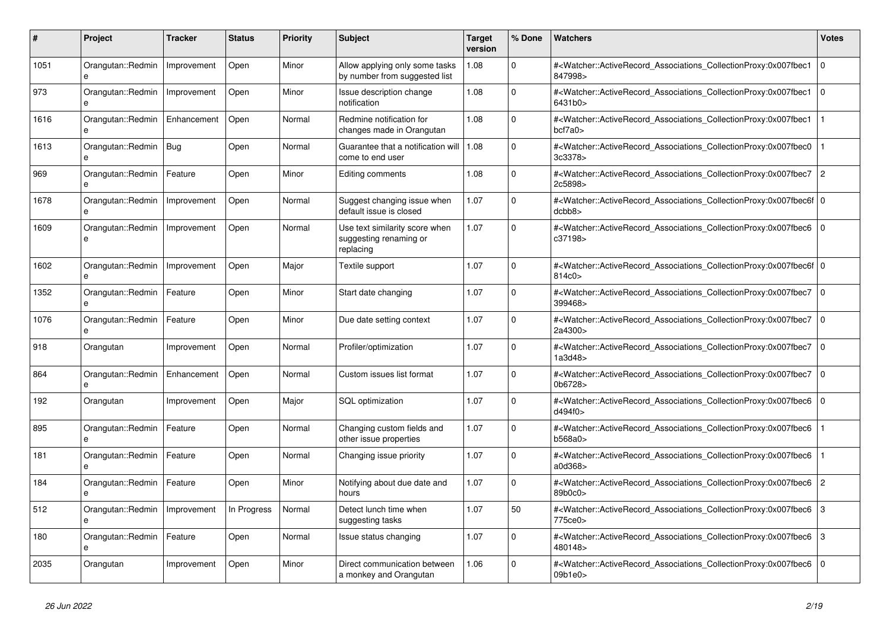| # | Project | Tracker | Status | Priority | Subject | Target version | % Done | Watchers | Votes |
|---|---|---|---|---|---|---|---|---|---|
| 1051 | Orangutan::Redmine | Improvement | Open | Minor | Allow applying only some tasks by number from suggested list | 1.08 | 0 | #<Watcher::ActiveRecord_Associations_CollectionProxy:0x007fbec1847998> | 0 |
| 973 | Orangutan::Redmine | Improvement | Open | Minor | Issue description change notification | 1.08 | 0 | #<Watcher::ActiveRecord_Associations_CollectionProxy:0x007fbec16431b0> | 0 |
| 1616 | Orangutan::Redmine | Enhancement | Open | Normal | Redmine notification for changes made in Orangutan | 1.08 | 0 | #<Watcher::ActiveRecord_Associations_CollectionProxy:0x007fbec1bcf7a0> | 1 |
| 1613 | Orangutan::Redmine | Bug | Open | Normal | Guarantee that a notification will come to end user | 1.08 | 0 | #<Watcher::ActiveRecord_Associations_CollectionProxy:0x007fbec03c3378> | 1 |
| 969 | Orangutan::Redmine | Feature | Open | Minor | Editing comments | 1.08 | 0 | #<Watcher::ActiveRecord_Associations_CollectionProxy:0x007fbec72c5898> | 2 |
| 1678 | Orangutan::Redmine | Improvement | Open | Normal | Suggest changing issue when default issue is closed | 1.07 | 0 | #<Watcher::ActiveRecord_Associations_CollectionProxy:0x007fbec6fdcbb8> | 0 |
| 1609 | Orangutan::Redmine | Improvement | Open | Normal | Use text similarity score when suggesting renaming or replacing | 1.07 | 0 | #<Watcher::ActiveRecord_Associations_CollectionProxy:0x007fbec6c37198> | 0 |
| 1602 | Orangutan::Redmine | Improvement | Open | Major | Textile support | 1.07 | 0 | #<Watcher::ActiveRecord_Associations_CollectionProxy:0x007fbec6f814c0> | 0 |
| 1352 | Orangutan::Redmine | Feature | Open | Minor | Start date changing | 1.07 | 0 | #<Watcher::ActiveRecord_Associations_CollectionProxy:0x007fbec7399468> | 0 |
| 1076 | Orangutan::Redmine | Feature | Open | Minor | Due date setting context | 1.07 | 0 | #<Watcher::ActiveRecord_Associations_CollectionProxy:0x007fbec72a4300> | 0 |
| 918 | Orangutan | Improvement | Open | Normal | Profiler/optimization | 1.07 | 0 | #<Watcher::ActiveRecord_Associations_CollectionProxy:0x007fbec71a3d48> | 0 |
| 864 | Orangutan::Redmine | Enhancement | Open | Normal | Custom issues list format | 1.07 | 0 | #<Watcher::ActiveRecord_Associations_CollectionProxy:0x007fbec70b6728> | 0 |
| 192 | Orangutan | Improvement | Open | Major | SQL optimization | 1.07 | 0 | #<Watcher::ActiveRecord_Associations_CollectionProxy:0x007fbec6d494f0> | 0 |
| 895 | Orangutan::Redmine | Feature | Open | Normal | Changing custom fields and other issue properties | 1.07 | 0 | #<Watcher::ActiveRecord_Associations_CollectionProxy:0x007fbec6b568a0> | 1 |
| 181 | Orangutan::Redmine | Feature | Open | Normal | Changing issue priority | 1.07 | 0 | #<Watcher::ActiveRecord_Associations_CollectionProxy:0x007fbec6a0d368> | 1 |
| 184 | Orangutan::Redmine | Feature | Open | Minor | Notifying about due date and hours | 1.07 | 0 | #<Watcher::ActiveRecord_Associations_CollectionProxy:0x007fbec689b0c0> | 2 |
| 512 | Orangutan::Redmine | Improvement | In Progress | Normal | Detect lunch time when suggesting tasks | 1.07 | 50 | #<Watcher::ActiveRecord_Associations_CollectionProxy:0x007fbec6775ce0> | 3 |
| 180 | Orangutan::Redmine | Feature | Open | Normal | Issue status changing | 1.07 | 0 | #<Watcher::ActiveRecord_Associations_CollectionProxy:0x007fbec6480148> | 3 |
| 2035 | Orangutan | Improvement | Open | Minor | Direct communication between a monkey and Orangutan | 1.06 | 0 | #<Watcher::ActiveRecord_Associations_CollectionProxy:0x007fbec609b1e0> | 0 |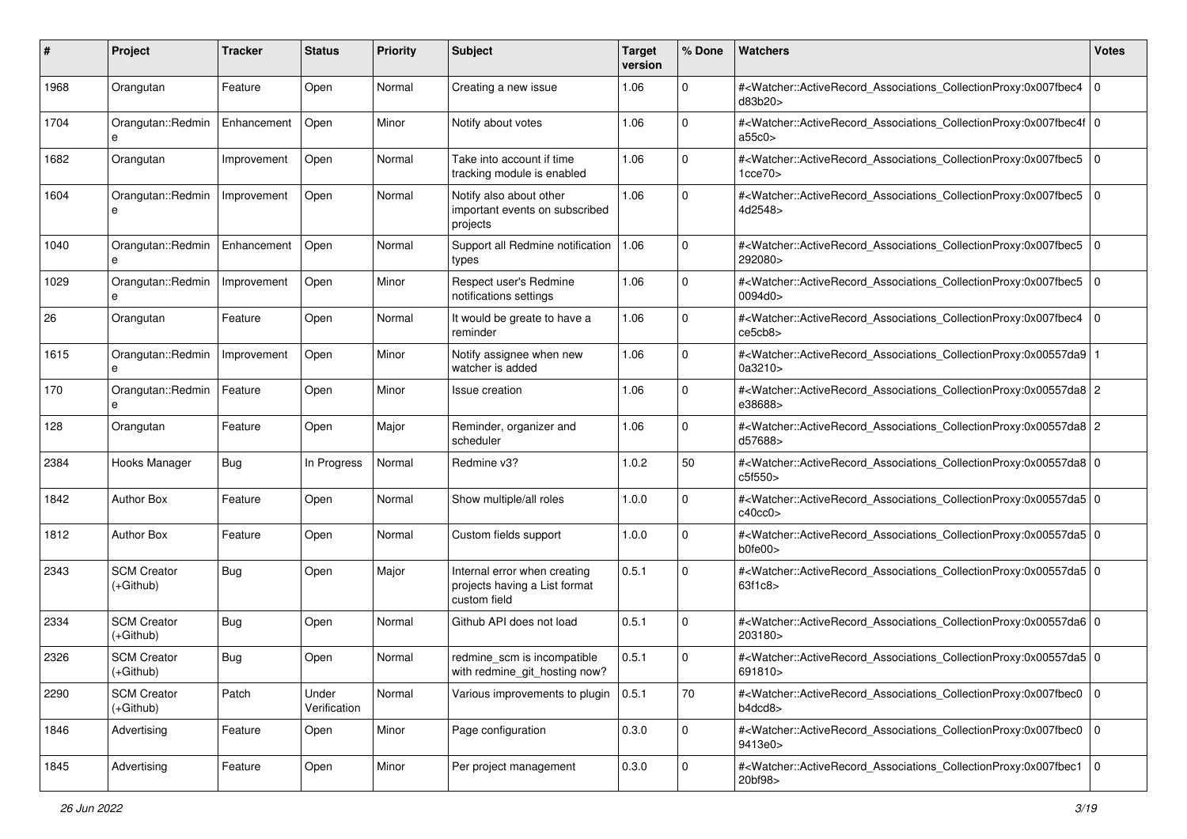| # | Project | Tracker | Status | Priority | Subject | Target version | % Done | Watchers | Votes |
|---|---|---|---|---|---|---|---|---|---|
| 1968 | Orangutan | Feature | Open | Normal | Creating a new issue | 1.06 | 0 | #<Watcher::ActiveRecord_Associations_CollectionProxy:0x007fbec4d83b20> | 0 |
| 1704 | Orangutan::Redmine | Enhancement | Open | Minor | Notify about votes | 1.06 | 0 | #<Watcher::ActiveRecord_Associations_CollectionProxy:0x007fbec4fa55c0> | 0 |
| 1682 | Orangutan | Improvement | Open | Normal | Take into account if time tracking module is enabled | 1.06 | 0 | #<Watcher::ActiveRecord_Associations_CollectionProxy:0x007fbec51cce70> | 0 |
| 1604 | Orangutan::Redmine | Improvement | Open | Normal | Notify also about other important events on subscribed projects | 1.06 | 0 | #<Watcher::ActiveRecord_Associations_CollectionProxy:0x007fbec54d2548> | 0 |
| 1040 | Orangutan::Redmine | Enhancement | Open | Normal | Support all Redmine notification types | 1.06 | 0 | #<Watcher::ActiveRecord_Associations_CollectionProxy:0x007fbec5292080> | 0 |
| 1029 | Orangutan::Redmine | Improvement | Open | Minor | Respect user's Redmine notifications settings | 1.06 | 0 | #<Watcher::ActiveRecord_Associations_CollectionProxy:0x007fbec50094d0> | 0 |
| 26 | Orangutan | Feature | Open | Normal | It would be greate to have a reminder | 1.06 | 0 | #<Watcher::ActiveRecord_Associations_CollectionProxy:0x007fbec4ce5cb8> | 0 |
| 1615 | Orangutan::Redmine | Improvement | Open | Minor | Notify assignee when new watcher is added | 1.06 | 0 | #<Watcher::ActiveRecord_Associations_CollectionProxy:0x00557da90a3210> | 1 |
| 170 | Orangutan::Redmine | Feature | Open | Minor | Issue creation | 1.06 | 0 | #<Watcher::ActiveRecord_Associations_CollectionProxy:0x00557da8e38688> | 2 |
| 128 | Orangutan | Feature | Open | Major | Reminder, organizer and scheduler | 1.06 | 0 | #<Watcher::ActiveRecord_Associations_CollectionProxy:0x00557da8d57688> | 2 |
| 2384 | Hooks Manager | Bug | In Progress | Normal | Redmine v3? | 1.0.2 | 50 | #<Watcher::ActiveRecord_Associations_CollectionProxy:0x00557da8c5f550> | 0 |
| 1842 | Author Box | Feature | Open | Normal | Show multiple/all roles | 1.0.0 | 0 | #<Watcher::ActiveRecord_Associations_CollectionProxy:0x00557da5c40cc0> | 0 |
| 1812 | Author Box | Feature | Open | Normal | Custom fields support | 1.0.0 | 0 | #<Watcher::ActiveRecord_Associations_CollectionProxy:0x00557da5b0fe00> | 0 |
| 2343 | SCM Creator (+Github) | Bug | Open | Major | Internal error when creating projects having a List format custom field | 0.5.1 | 0 | #<Watcher::ActiveRecord_Associations_CollectionProxy:0x00557da563f1c8> | 0 |
| 2334 | SCM Creator (+Github) | Bug | Open | Normal | Github API does not load | 0.5.1 | 0 | #<Watcher::ActiveRecord_Associations_CollectionProxy:0x00557da6203180> | 0 |
| 2326 | SCM Creator (+Github) | Bug | Open | Normal | redmine_scm is incompatible with redmine_git_hosting now? | 0.5.1 | 0 | #<Watcher::ActiveRecord_Associations_CollectionProxy:0x00557da5691810> | 0 |
| 2290 | SCM Creator (+Github) | Patch | Under Verification | Normal | Various improvements to plugin | 0.5.1 | 70 | #<Watcher::ActiveRecord_Associations_CollectionProxy:0x007fbec0b4dcd8> | 0 |
| 1846 | Advertising | Feature | Open | Minor | Page configuration | 0.3.0 | 0 | #<Watcher::ActiveRecord_Associations_CollectionProxy:0x007fbec09413e0> | 0 |
| 1845 | Advertising | Feature | Open | Minor | Per project management | 0.3.0 | 0 | #<Watcher::ActiveRecord_Associations_CollectionProxy:0x007fbec120bf98> | 0 |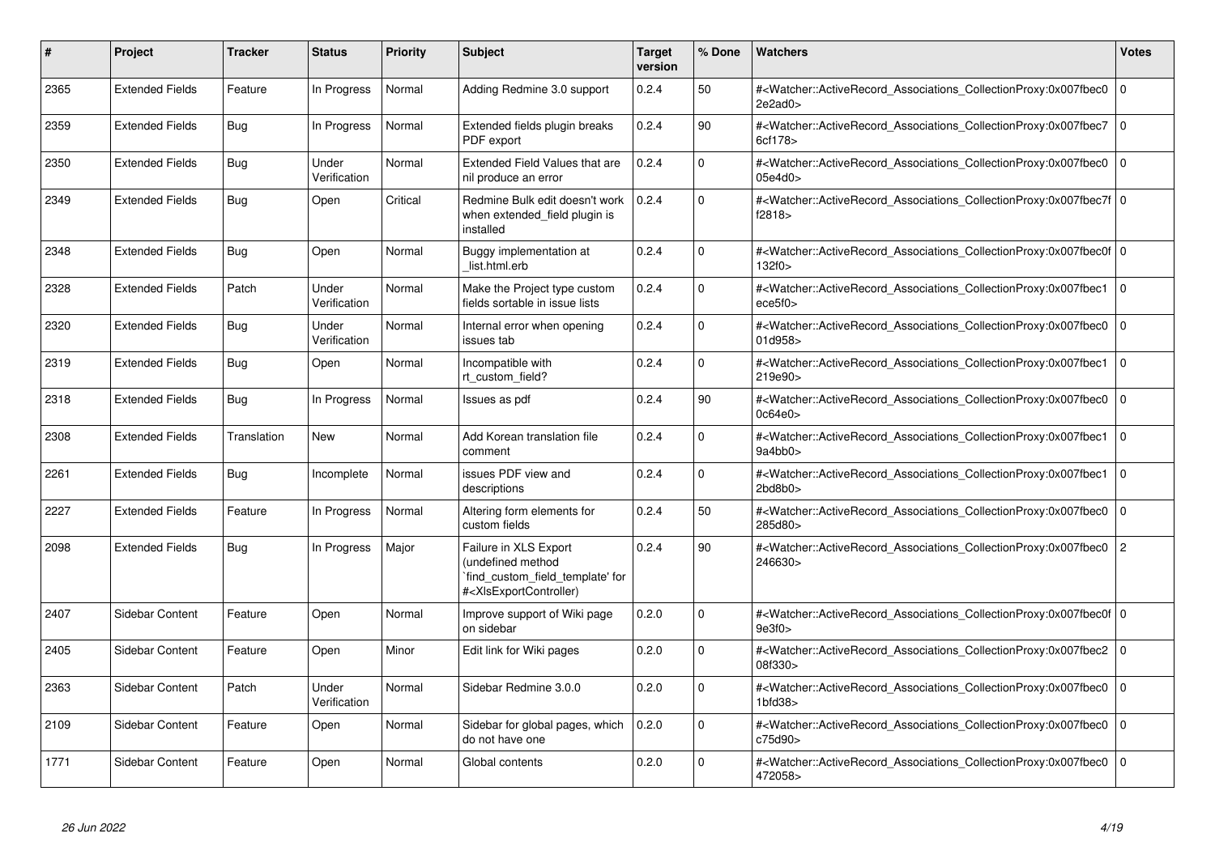| # | Project | Tracker | Status | Priority | Subject | Target version | % Done | Watchers | Votes |
|---|---|---|---|---|---|---|---|---|---|
| 2365 | Extended Fields | Feature | In Progress | Normal | Adding Redmine 3.0 support | 0.2.4 | 50 | #<Watcher::ActiveRecord_Associations_CollectionProxy:0x007fbec02e2ad0> | 0 |
| 2359 | Extended Fields | Bug | In Progress | Normal | Extended fields plugin breaks PDF export | 0.2.4 | 90 | #<Watcher::ActiveRecord_Associations_CollectionProxy:0x007fbec76cf178> | 0 |
| 2350 | Extended Fields | Bug | Under Verification | Normal | Extended Field Values that are nil produce an error | 0.2.4 | 0 | #<Watcher::ActiveRecord_Associations_CollectionProxy:0x007fbec005e4d0> | 0 |
| 2349 | Extended Fields | Bug | Open | Critical | Redmine Bulk edit doesn't work when extended_field plugin is installed | 0.2.4 | 0 | #<Watcher::ActiveRecord_Associations_CollectionProxy:0x007fbec7ff2818> | 0 |
| 2348 | Extended Fields | Bug | Open | Normal | Buggy implementation at _list.html.erb | 0.2.4 | 0 | #<Watcher::ActiveRecord_Associations_CollectionProxy:0x007fbec0f132f0> | 0 |
| 2328 | Extended Fields | Patch | Under Verification | Normal | Make the Project type custom fields sortable in issue lists | 0.2.4 | 0 | #<Watcher::ActiveRecord_Associations_CollectionProxy:0x007fbec1ece5f0> | 0 |
| 2320 | Extended Fields | Bug | Under Verification | Normal | Internal error when opening issues tab | 0.2.4 | 0 | #<Watcher::ActiveRecord_Associations_CollectionProxy:0x007fbec001d958> | 0 |
| 2319 | Extended Fields | Bug | Open | Normal | Incompatible with rt_custom_field? | 0.2.4 | 0 | #<Watcher::ActiveRecord_Associations_CollectionProxy:0x007fbec1219e90> | 0 |
| 2318 | Extended Fields | Bug | In Progress | Normal | Issues as pdf | 0.2.4 | 90 | #<Watcher::ActiveRecord_Associations_CollectionProxy:0x007fbec00c64e0> | 0 |
| 2308 | Extended Fields | Translation | New | Normal | Add Korean translation file comment | 0.2.4 | 0 | #<Watcher::ActiveRecord_Associations_CollectionProxy:0x007fbec19a4bb0> | 0 |
| 2261 | Extended Fields | Bug | Incomplete | Normal | issues PDF view and descriptions | 0.2.4 | 0 | #<Watcher::ActiveRecord_Associations_CollectionProxy:0x007fbec12bd8b0> | 0 |
| 2227 | Extended Fields | Feature | In Progress | Normal | Altering form elements for custom fields | 0.2.4 | 50 | #<Watcher::ActiveRecord_Associations_CollectionProxy:0x007fbec0285d80> | 0 |
| 2098 | Extended Fields | Bug | In Progress | Major | Failure in XLS Export (undefined method `find_custom_field_template' for #<XlsExportController) | 0.2.4 | 90 | #<Watcher::ActiveRecord_Associations_CollectionProxy:0x007fbec0246630> | 2 |
| 2407 | Sidebar Content | Feature | Open | Normal | Improve support of Wiki page on sidebar | 0.2.0 | 0 | #<Watcher::ActiveRecord_Associations_CollectionProxy:0x007fbec0f9e3f0> | 0 |
| 2405 | Sidebar Content | Feature | Open | Minor | Edit link for Wiki pages | 0.2.0 | 0 | #<Watcher::ActiveRecord_Associations_CollectionProxy:0x007fbec208f330> | 0 |
| 2363 | Sidebar Content | Patch | Under Verification | Normal | Sidebar Redmine 3.0.0 | 0.2.0 | 0 | #<Watcher::ActiveRecord_Associations_CollectionProxy:0x007fbec01bfd38> | 0 |
| 2109 | Sidebar Content | Feature | Open | Normal | Sidebar for global pages, which do not have one | 0.2.0 | 0 | #<Watcher::ActiveRecord_Associations_CollectionProxy:0x007fbec0c75d90> | 0 |
| 1771 | Sidebar Content | Feature | Open | Normal | Global contents | 0.2.0 | 0 | #<Watcher::ActiveRecord_Associations_CollectionProxy:0x007fbec0472058> | 0 |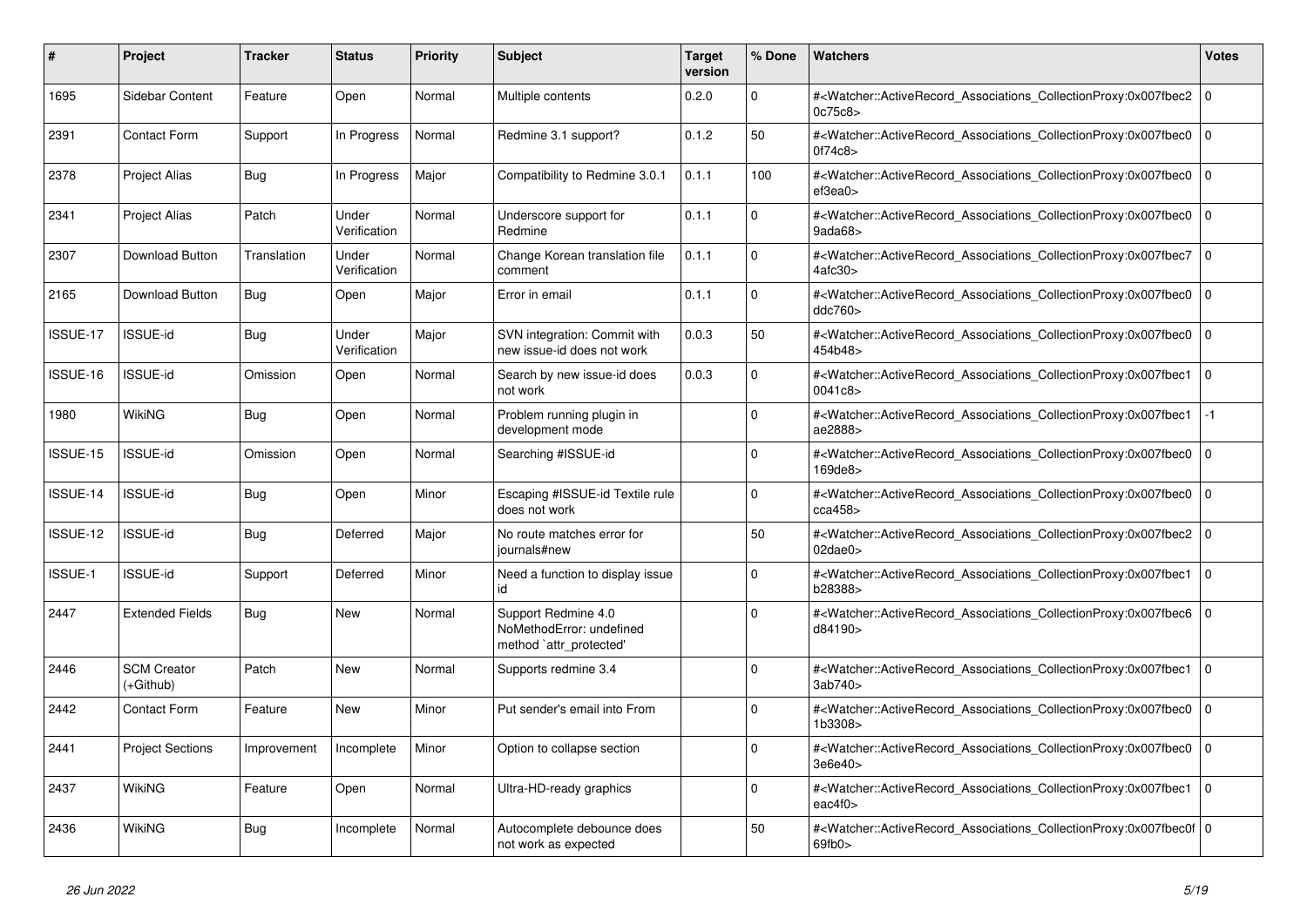| # | Project | Tracker | Status | Priority | Subject | Target version | % Done | Watchers | Votes |
|---|---|---|---|---|---|---|---|---|---|
| 1695 | Sidebar Content | Feature | Open | Normal | Multiple contents | 0.2.0 | 0 | #<Watcher::ActiveRecord_Associations_CollectionProxy:0x007fbec20c75c8> | 0 |
| 2391 | Contact Form | Support | In Progress | Normal | Redmine 3.1 support? | 0.1.2 | 50 | #<Watcher::ActiveRecord_Associations_CollectionProxy:0x007fbec00f74c8> | 0 |
| 2378 | Project Alias | Bug | In Progress | Major | Compatibility to Redmine 3.0.1 | 0.1.1 | 100 | #<Watcher::ActiveRecord_Associations_CollectionProxy:0x007fbec0ef3ea0> | 0 |
| 2341 | Project Alias | Patch | Under Verification | Normal | Underscore support for Redmine | 0.1.1 | 0 | #<Watcher::ActiveRecord_Associations_CollectionProxy:0x007fbec09ada68> | 0 |
| 2307 | Download Button | Translation | Under Verification | Normal | Change Korean translation file comment | 0.1.1 | 0 | #<Watcher::ActiveRecord_Associations_CollectionProxy:0x007fbec74afc30> | 0 |
| 2165 | Download Button | Bug | Open | Major | Error in email | 0.1.1 | 0 | #<Watcher::ActiveRecord_Associations_CollectionProxy:0x007fbec0ddc760> | 0 |
| ISSUE-17 | ISSUE-id | Bug | Under Verification | Major | SVN integration: Commit with new issue-id does not work | 0.0.3 | 50 | #<Watcher::ActiveRecord_Associations_CollectionProxy:0x007fbec0454b48> | 0 |
| ISSUE-16 | ISSUE-id | Omission | Open | Normal | Search by new issue-id does not work | 0.0.3 | 0 | #<Watcher::ActiveRecord_Associations_CollectionProxy:0x007fbec10041c8> | 0 |
| 1980 | WikiNG | Bug | Open | Normal | Problem running plugin in development mode | | 0 | #<Watcher::ActiveRecord_Associations_CollectionProxy:0x007fbec1ae2888> | -1 |
| ISSUE-15 | ISSUE-id | Omission | Open | Normal | Searching #ISSUE-id | | 0 | #<Watcher::ActiveRecord_Associations_CollectionProxy:0x007fbec0169de8> | 0 |
| ISSUE-14 | ISSUE-id | Bug | Open | Minor | Escaping #ISSUE-id Textile rule does not work | | 0 | #<Watcher::ActiveRecord_Associations_CollectionProxy:0x007fbec0cca458> | 0 |
| ISSUE-12 | ISSUE-id | Bug | Deferred | Major | No route matches error for journals#new | | 50 | #<Watcher::ActiveRecord_Associations_CollectionProxy:0x007fbec202dae0> | 0 |
| ISSUE-1 | ISSUE-id | Support | Deferred | Minor | Need a function to display issue id | | 0 | #<Watcher::ActiveRecord_Associations_CollectionProxy:0x007fbec1b28388> | 0 |
| 2447 | Extended Fields | Bug | New | Normal | Support Redmine 4.0 NoMethodError: undefined method `attr_protected' | | 0 | #<Watcher::ActiveRecord_Associations_CollectionProxy:0x007fbec6d84190> | 0 |
| 2446 | SCM Creator (+Github) | Patch | New | Normal | Supports redmine 3.4 | | 0 | #<Watcher::ActiveRecord_Associations_CollectionProxy:0x007fbec13ab740> | 0 |
| 2442 | Contact Form | Feature | New | Minor | Put sender's email into From | | 0 | #<Watcher::ActiveRecord_Associations_CollectionProxy:0x007fbec01b3308> | 0 |
| 2441 | Project Sections | Improvement | Incomplete | Minor | Option to collapse section | | 0 | #<Watcher::ActiveRecord_Associations_CollectionProxy:0x007fbec03e6e40> | 0 |
| 2437 | WikiNG | Feature | Open | Normal | Ultra-HD-ready graphics | | 0 | #<Watcher::ActiveRecord_Associations_CollectionProxy:0x007fbec1eac4f0> | 0 |
| 2436 | WikiNG | Bug | Incomplete | Normal | Autocomplete debounce does not work as expected | | 50 | #<Watcher::ActiveRecord_Associations_CollectionProxy:0x007fbec0f69fb0> | 0 |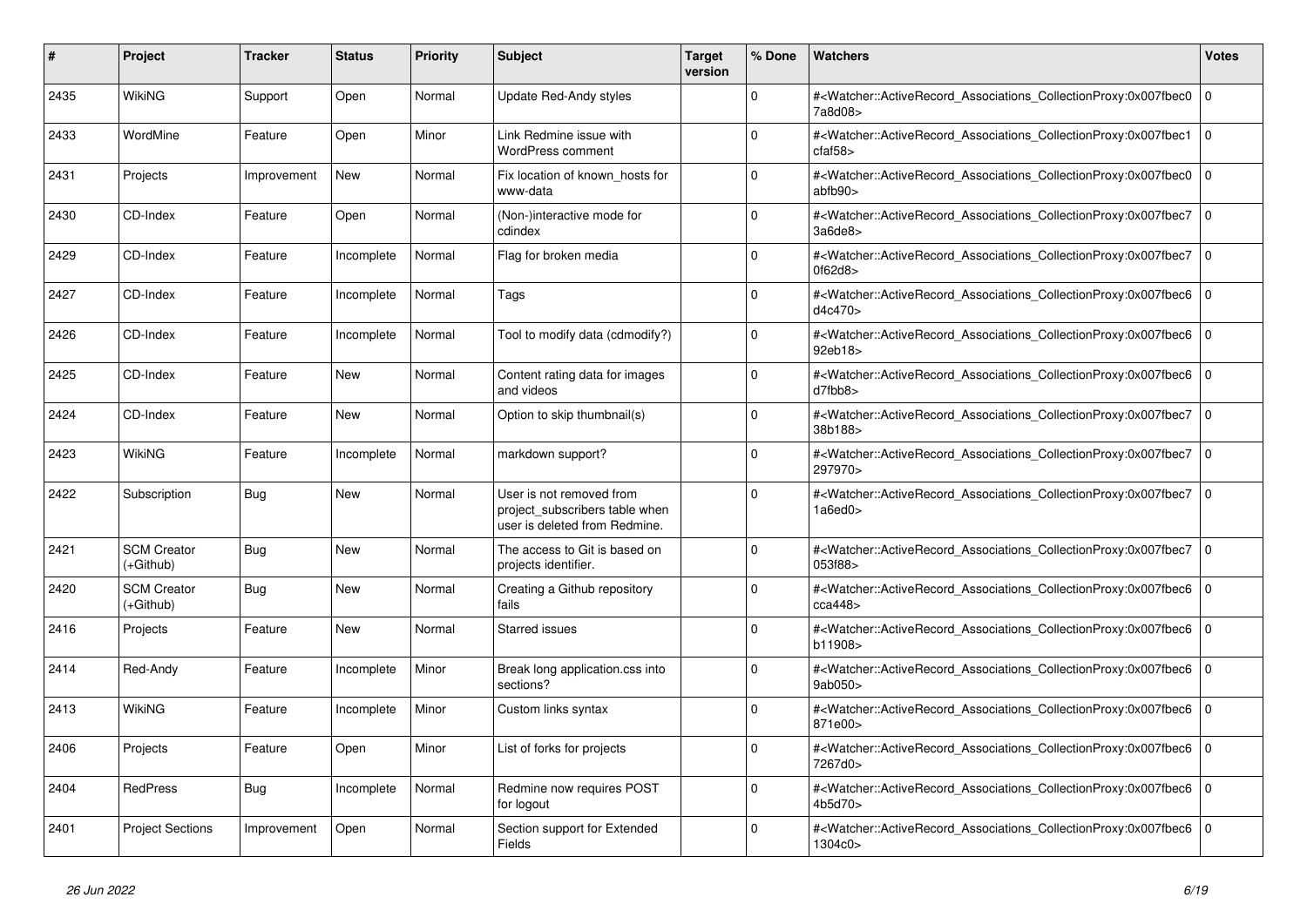| # | Project | Tracker | Status | Priority | Subject | Target version | % Done | Watchers | Votes |
|---|---|---|---|---|---|---|---|---|---|
| 2435 | WikiNG | Support | Open | Normal | Update Red-Andy styles | | 0 | #<Watcher::ActiveRecord_Associations_CollectionProxy:0x007fbec07a8d08> | 0 |
| 2433 | WordMine | Feature | Open | Minor | Link Redmine issue with WordPress comment | | 0 | #<Watcher::ActiveRecord_Associations_CollectionProxy:0x007fbec1cfaf58> | 0 |
| 2431 | Projects | Improvement | New | Normal | Fix location of known_hosts for www-data | | 0 | #<Watcher::ActiveRecord_Associations_CollectionProxy:0x007fbec0abfb90> | 0 |
| 2430 | CD-Index | Feature | Open | Normal | (Non-)interactive mode for cdindex | | 0 | #<Watcher::ActiveRecord_Associations_CollectionProxy:0x007fbec73a6de8> | 0 |
| 2429 | CD-Index | Feature | Incomplete | Normal | Flag for broken media | | 0 | #<Watcher::ActiveRecord_Associations_CollectionProxy:0x007fbec70f62d8> | 0 |
| 2427 | CD-Index | Feature | Incomplete | Normal | Tags | | 0 | #<Watcher::ActiveRecord_Associations_CollectionProxy:0x007fbec6d4c470> | 0 |
| 2426 | CD-Index | Feature | Incomplete | Normal | Tool to modify data (cdmodify?) | | 0 | #<Watcher::ActiveRecord_Associations_CollectionProxy:0x007fbec692eb18> | 0 |
| 2425 | CD-Index | Feature | New | Normal | Content rating data for images and videos | | 0 | #<Watcher::ActiveRecord_Associations_CollectionProxy:0x007fbec6d7fbb8> | 0 |
| 2424 | CD-Index | Feature | New | Normal | Option to skip thumbnail(s) | | 0 | #<Watcher::ActiveRecord_Associations_CollectionProxy:0x007fbec738b188> | 0 |
| 2423 | WikiNG | Feature | Incomplete | Normal | markdown support? | | 0 | #<Watcher::ActiveRecord_Associations_CollectionProxy:0x007fbec7297970> | 0 |
| 2422 | Subscription | Bug | New | Normal | User is not removed from project_subscribers table when user is deleted from Redmine. | | 0 | #<Watcher::ActiveRecord_Associations_CollectionProxy:0x007fbec71a6ed0> | 0 |
| 2421 | SCM Creator (+Github) | Bug | New | Normal | The access to Git is based on projects identifier. | | 0 | #<Watcher::ActiveRecord_Associations_CollectionProxy:0x007fbec7053f88> | 0 |
| 2420 | SCM Creator (+Github) | Bug | New | Normal | Creating a Github repository fails | | 0 | #<Watcher::ActiveRecord_Associations_CollectionProxy:0x007fbec6cca448> | 0 |
| 2416 | Projects | Feature | New | Normal | Starred issues | | 0 | #<Watcher::ActiveRecord_Associations_CollectionProxy:0x007fbec6b11908> | 0 |
| 2414 | Red-Andy | Feature | Incomplete | Minor | Break long application.css into sections? | | 0 | #<Watcher::ActiveRecord_Associations_CollectionProxy:0x007fbec69ab050> | 0 |
| 2413 | WikiNG | Feature | Incomplete | Minor | Custom links syntax | | 0 | #<Watcher::ActiveRecord_Associations_CollectionProxy:0x007fbec6871e00> | 0 |
| 2406 | Projects | Feature | Open | Minor | List of forks for projects | | 0 | #<Watcher::ActiveRecord_Associations_CollectionProxy:0x007fbec67267d0> | 0 |
| 2404 | RedPress | Bug | Incomplete | Normal | Redmine now requires POST for logout | | 0 | #<Watcher::ActiveRecord_Associations_CollectionProxy:0x007fbec64b5d70> | 0 |
| 2401 | Project Sections | Improvement | Open | Normal | Section support for Extended Fields | | 0 | #<Watcher::ActiveRecord_Associations_CollectionProxy:0x007fbec61304c0> | 0 |

*26 Jun 2022*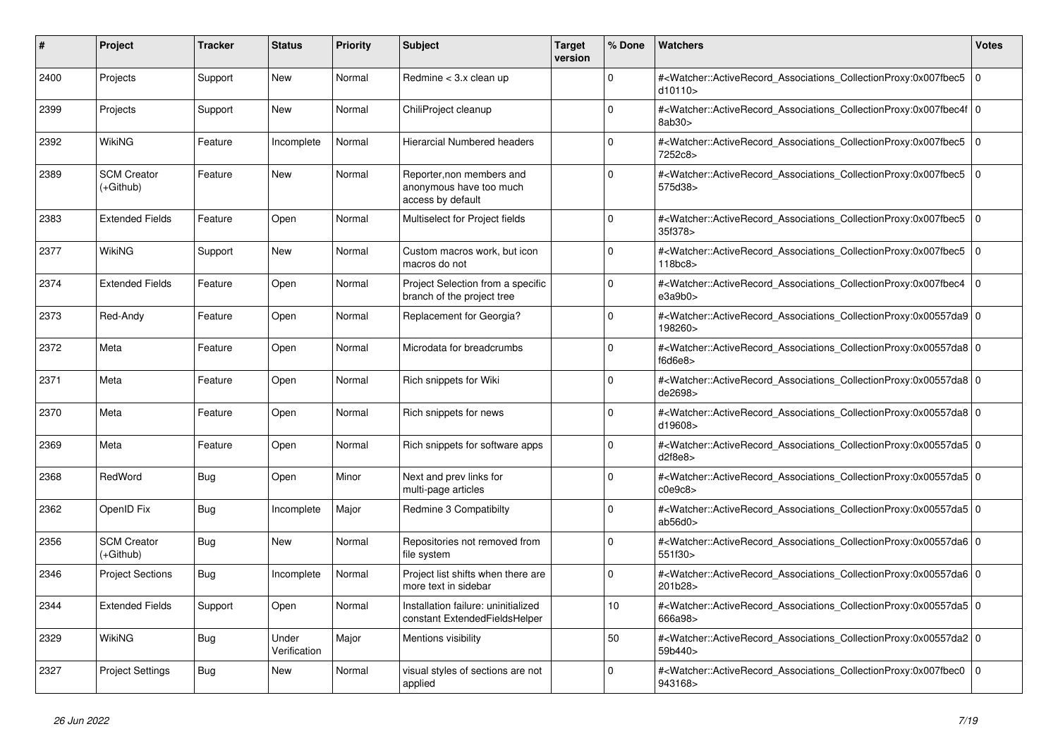| # | Project | Tracker | Status | Priority | Subject | Target version | % Done | Watchers | Votes |
|---|---|---|---|---|---|---|---|---|---|
| 2400 | Projects | Support | New | Normal | Redmine < 3.x clean up | | 0 | #<Watcher::ActiveRecord_Associations_CollectionProxy:0x007fbec5d10110> | 0 |
| 2399 | Projects | Support | New | Normal | ChiliProject cleanup | | 0 | #<Watcher::ActiveRecord_Associations_CollectionProxy:0x007fbec4f8ab30> | 0 |
| 2392 | WikiNG | Feature | Incomplete | Normal | Hierarcial Numbered headers | | 0 | #<Watcher::ActiveRecord_Associations_CollectionProxy:0x007fbec57252c8> | 0 |
| 2389 | SCM Creator (+Github) | Feature | New | Normal | Reporter,non members and anonymous have too much access by default | | 0 | #<Watcher::ActiveRecord_Associations_CollectionProxy:0x007fbec5575d38> | 0 |
| 2383 | Extended Fields | Feature | Open | Normal | Multiselect for Project fields | | 0 | #<Watcher::ActiveRecord_Associations_CollectionProxy:0x007fbec535f378> | 0 |
| 2377 | WikiNG | Support | New | Normal | Custom macros work, but icon macros do not | | 0 | #<Watcher::ActiveRecord_Associations_CollectionProxy:0x007fbec5118bc8> | 0 |
| 2374 | Extended Fields | Feature | Open | Normal | Project Selection from a specific branch of the project tree | | 0 | #<Watcher::ActiveRecord_Associations_CollectionProxy:0x007fbec4e3a9b0> | 0 |
| 2373 | Red-Andy | Feature | Open | Normal | Replacement for Georgia? | | 0 | #<Watcher::ActiveRecord_Associations_CollectionProxy:0x00557da9198260> | 0 |
| 2372 | Meta | Feature | Open | Normal | Microdata for breadcrumbs | | 0 | #<Watcher::ActiveRecord_Associations_CollectionProxy:0x00557da8f6d6e8> | 0 |
| 2371 | Meta | Feature | Open | Normal | Rich snippets for Wiki | | 0 | #<Watcher::ActiveRecord_Associations_CollectionProxy:0x00557da8de2698> | 0 |
| 2370 | Meta | Feature | Open | Normal | Rich snippets for news | | 0 | #<Watcher::ActiveRecord_Associations_CollectionProxy:0x00557da8d19608> | 0 |
| 2369 | Meta | Feature | Open | Normal | Rich snippets for software apps | | 0 | #<Watcher::ActiveRecord_Associations_CollectionProxy:0x00557da5d2f8e8> | 0 |
| 2368 | RedWord | Bug | Open | Minor | Next and prev links for multi-page articles | | 0 | #<Watcher::ActiveRecord_Associations_CollectionProxy:0x00557da5c0e9c8> | 0 |
| 2362 | OpenID Fix | Bug | Incomplete | Major | Redmine 3 Compatibilty | | 0 | #<Watcher::ActiveRecord_Associations_CollectionProxy:0x00557da5ab56d0> | 0 |
| 2356 | SCM Creator (+Github) | Bug | New | Normal | Repositories not removed from file system | | 0 | #<Watcher::ActiveRecord_Associations_CollectionProxy:0x00557da6551f30> | 0 |
| 2346 | Project Sections | Bug | Incomplete | Normal | Project list shifts when there are more text in sidebar | | 0 | #<Watcher::ActiveRecord_Associations_CollectionProxy:0x00557da6201b28> | 0 |
| 2344 | Extended Fields | Support | Open | Normal | Installation failure: uninitialized constant ExtendedFieldsHelper | | 10 | #<Watcher::ActiveRecord_Associations_CollectionProxy:0x00557da5666a98> | 0 |
| 2329 | WikiNG | Bug | Under Verification | Major | Mentions visibility | | 50 | #<Watcher::ActiveRecord_Associations_CollectionProxy:0x00557da259b440> | 0 |
| 2327 | Project Settings | Bug | New | Normal | visual styles of sections are not applied | | 0 | #<Watcher::ActiveRecord_Associations_CollectionProxy:0x007fbec0943168> | 0 |

*26 Jun 2022*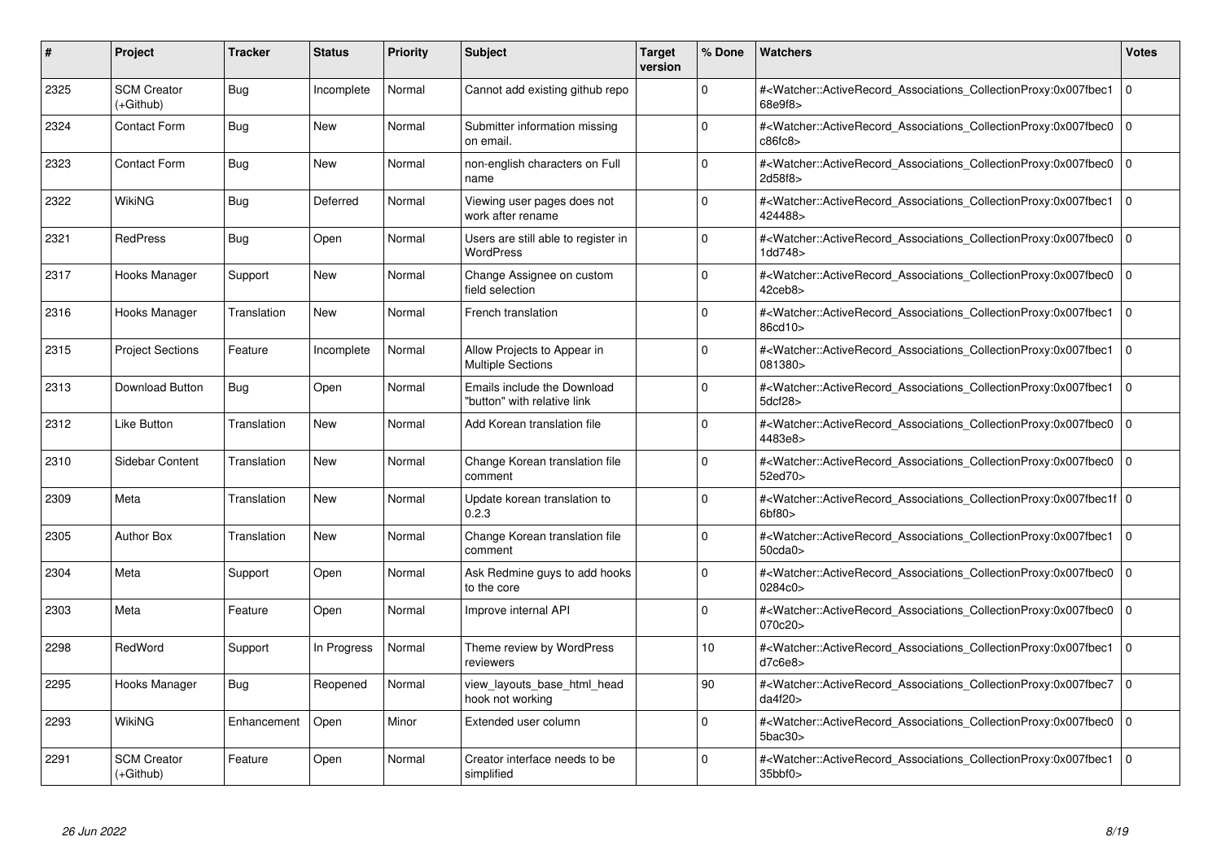| # | Project | Tracker | Status | Priority | Subject | Target version | % Done | Watchers | Votes |
|---|---|---|---|---|---|---|---|---|---|
| 2325 | SCM Creator (+Github) | Bug | Incomplete | Normal | Cannot add existing github repo | | 0 | #<Watcher::ActiveRecord_Associations_CollectionProxy:0x007fbec168e9f8> | 0 |
| 2324 | Contact Form | Bug | New | Normal | Submitter information missing on email. | | 0 | #<Watcher::ActiveRecord_Associations_CollectionProxy:0x007fbec0c86fc8> | 0 |
| 2323 | Contact Form | Bug | New | Normal | non-english characters on Full name | | 0 | #<Watcher::ActiveRecord_Associations_CollectionProxy:0x007fbec02d58f8> | 0 |
| 2322 | WikiNG | Bug | Deferred | Normal | Viewing user pages does not work after rename | | 0 | #<Watcher::ActiveRecord_Associations_CollectionProxy:0x007fbec1424488> | 0 |
| 2321 | RedPress | Bug | Open | Normal | Users are still able to register in WordPress | | 0 | #<Watcher::ActiveRecord_Associations_CollectionProxy:0x007fbec01dd748> | 0 |
| 2317 | Hooks Manager | Support | New | Normal | Change Assignee on custom field selection | | 0 | #<Watcher::ActiveRecord_Associations_CollectionProxy:0x007fbec042ceb8> | 0 |
| 2316 | Hooks Manager | Translation | New | Normal | French translation | | 0 | #<Watcher::ActiveRecord_Associations_CollectionProxy:0x007fbec186cd10> | 0 |
| 2315 | Project Sections | Feature | Incomplete | Normal | Allow Projects to Appear in Multiple Sections | | 0 | #<Watcher::ActiveRecord_Associations_CollectionProxy:0x007fbec1081380> | 0 |
| 2313 | Download Button | Bug | Open | Normal | Emails include the Download "button" with relative link | | 0 | #<Watcher::ActiveRecord_Associations_CollectionProxy:0x007fbec15dcf28> | 0 |
| 2312 | Like Button | Translation | New | Normal | Add Korean translation file | | 0 | #<Watcher::ActiveRecord_Associations_CollectionProxy:0x007fbec04483e8> | 0 |
| 2310 | Sidebar Content | Translation | New | Normal | Change Korean translation file comment | | 0 | #<Watcher::ActiveRecord_Associations_CollectionProxy:0x007fbec052ed70> | 0 |
| 2309 | Meta | Translation | New | Normal | Update korean translation to 0.2.3 | | 0 | #<Watcher::ActiveRecord_Associations_CollectionProxy:0x007fbec1f6bf80> | 0 |
| 2305 | Author Box | Translation | New | Normal | Change Korean translation file comment | | 0 | #<Watcher::ActiveRecord_Associations_CollectionProxy:0x007fbec150cda0> | 0 |
| 2304 | Meta | Support | Open | Normal | Ask Redmine guys to add hooks to the core | | 0 | #<Watcher::ActiveRecord_Associations_CollectionProxy:0x007fbec00284c0> | 0 |
| 2303 | Meta | Feature | Open | Normal | Improve internal API | | 0 | #<Watcher::ActiveRecord_Associations_CollectionProxy:0x007fbec0070c20> | 0 |
| 2298 | RedWord | Support | In Progress | Normal | Theme review by WordPress reviewers | | 10 | #<Watcher::ActiveRecord_Associations_CollectionProxy:0x007fbec1d7c6e8> | 0 |
| 2295 | Hooks Manager | Bug | Reopened | Normal | view_layouts_base_html_head hook not working | | 90 | #<Watcher::ActiveRecord_Associations_CollectionProxy:0x007fbec7da4f20> | 0 |
| 2293 | WikiNG | Enhancement | Open | Minor | Extended user column | | 0 | #<Watcher::ActiveRecord_Associations_CollectionProxy:0x007fbec05bac30> | 0 |
| 2291 | SCM Creator (+Github) | Feature | Open | Normal | Creator interface needs to be simplified | | 0 | #<Watcher::ActiveRecord_Associations_CollectionProxy:0x007fbec135bbf0> | 0 |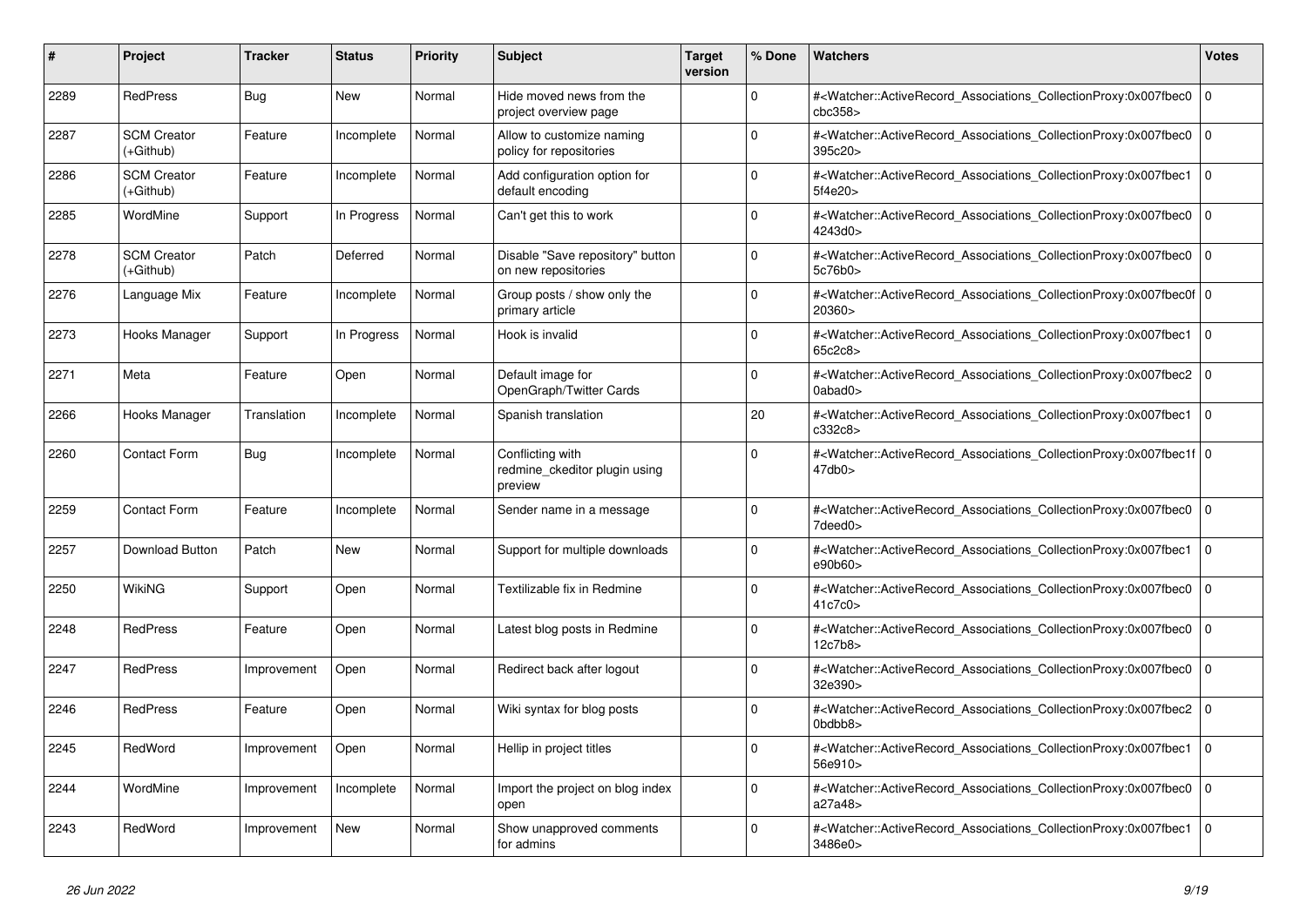| # | Project | Tracker | Status | Priority | Subject | Target version | % Done | Watchers | Votes |
|---|---|---|---|---|---|---|---|---|---|
| 2289 | RedPress | Bug | New | Normal | Hide moved news from the project overview page | | 0 | #<Watcher::ActiveRecord_Associations_CollectionProxy:0x007fbec0cbc358> | 0 |
| 2287 | SCM Creator (+Github) | Feature | Incomplete | Normal | Allow to customize naming policy for repositories | | 0 | #<Watcher::ActiveRecord_Associations_CollectionProxy:0x007fbec0395c20> | 0 |
| 2286 | SCM Creator (+Github) | Feature | Incomplete | Normal | Add configuration option for default encoding | | 0 | #<Watcher::ActiveRecord_Associations_CollectionProxy:0x007fbec15f4e20> | 0 |
| 2285 | WordMine | Support | In Progress | Normal | Can't get this to work | | 0 | #<Watcher::ActiveRecord_Associations_CollectionProxy:0x007fbec04243d0> | 0 |
| 2278 | SCM Creator (+Github) | Patch | Deferred | Normal | Disable "Save repository" button on new repositories | | 0 | #<Watcher::ActiveRecord_Associations_CollectionProxy:0x007fbec05c76b0> | 0 |
| 2276 | Language Mix | Feature | Incomplete | Normal | Group posts / show only the primary article | | 0 | #<Watcher::ActiveRecord_Associations_CollectionProxy:0x007fbec0f20360> | 0 |
| 2273 | Hooks Manager | Support | In Progress | Normal | Hook is invalid | | 0 | #<Watcher::ActiveRecord_Associations_CollectionProxy:0x007fbec165c2c8> | 0 |
| 2271 | Meta | Feature | Open | Normal | Default image for OpenGraph/Twitter Cards | | 0 | #<Watcher::ActiveRecord_Associations_CollectionProxy:0x007fbec20abad0> | 0 |
| 2266 | Hooks Manager | Translation | Incomplete | Normal | Spanish translation | | 20 | #<Watcher::ActiveRecord_Associations_CollectionProxy:0x007fbec1c332c8> | 0 |
| 2260 | Contact Form | Bug | Incomplete | Normal | Conflicting with redmine_ckeditor plugin using preview | | 0 | #<Watcher::ActiveRecord_Associations_CollectionProxy:0x007fbec1f47db0> | 0 |
| 2259 | Contact Form | Feature | Incomplete | Normal | Sender name in a message | | 0 | #<Watcher::ActiveRecord_Associations_CollectionProxy:0x007fbec07deed0> | 0 |
| 2257 | Download Button | Patch | New | Normal | Support for multiple downloads | | 0 | #<Watcher::ActiveRecord_Associations_CollectionProxy:0x007fbec1e90b60> | 0 |
| 2250 | WikiNG | Support | Open | Normal | Textilizable fix in Redmine | | 0 | #<Watcher::ActiveRecord_Associations_CollectionProxy:0x007fbec041c7c0> | 0 |
| 2248 | RedPress | Feature | Open | Normal | Latest blog posts in Redmine | | 0 | #<Watcher::ActiveRecord_Associations_CollectionProxy:0x007fbec012c7b8> | 0 |
| 2247 | RedPress | Improvement | Open | Normal | Redirect back after logout | | 0 | #<Watcher::ActiveRecord_Associations_CollectionProxy:0x007fbec032e390> | 0 |
| 2246 | RedPress | Feature | Open | Normal | Wiki syntax for blog posts | | 0 | #<Watcher::ActiveRecord_Associations_CollectionProxy:0x007fbec20bdbb8> | 0 |
| 2245 | RedWord | Improvement | Open | Normal | Hellip in project titles | | 0 | #<Watcher::ActiveRecord_Associations_CollectionProxy:0x007fbec156e910> | 0 |
| 2244 | WordMine | Improvement | Incomplete | Normal | Import the project on blog index open | | 0 | #<Watcher::ActiveRecord_Associations_CollectionProxy:0x007fbec0a27a48> | 0 |
| 2243 | RedWord | Improvement | New | Normal | Show unapproved comments for admins | | 0 | #<Watcher::ActiveRecord_Associations_CollectionProxy:0x007fbec13486e0> | 0 |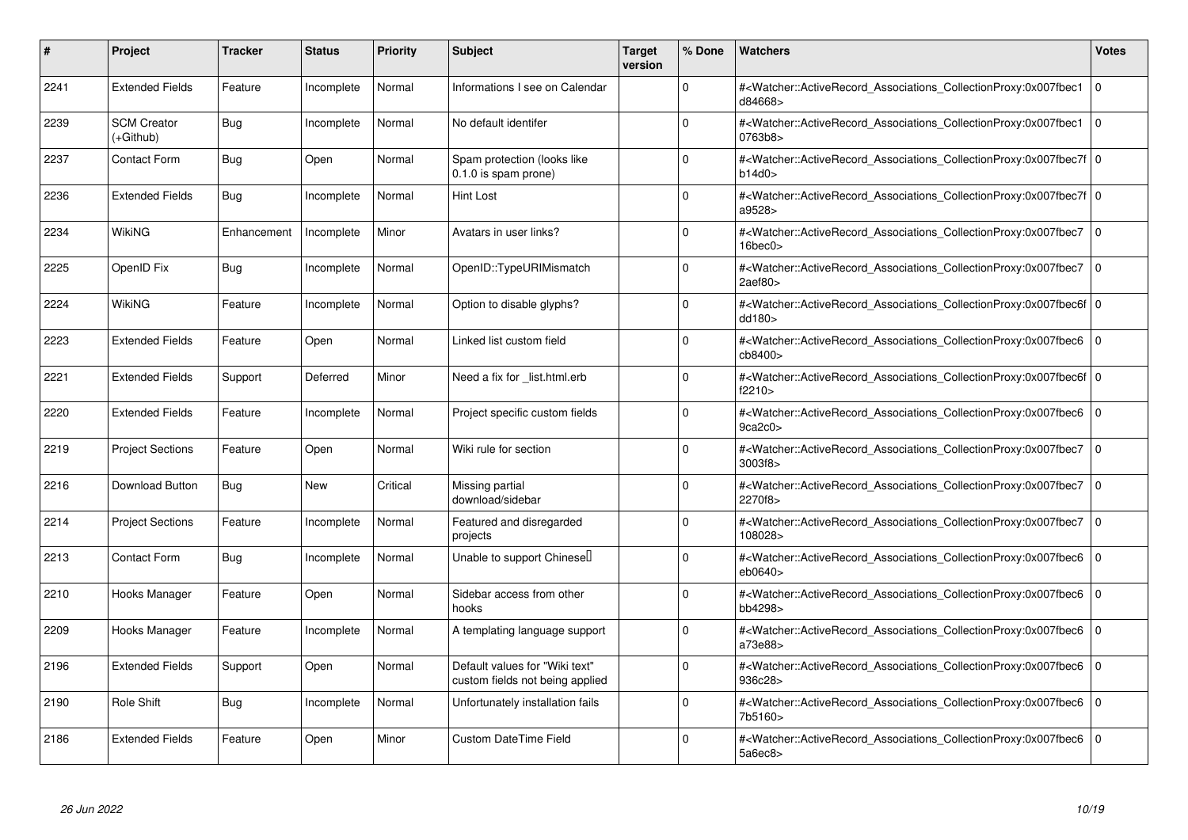| # | Project | Tracker | Status | Priority | Subject | Target version | % Done | Watchers | Votes |
|---|---|---|---|---|---|---|---|---|---|
| 2241 | Extended Fields | Feature | Incomplete | Normal | Informations I see on Calendar | | 0 | #<Watcher::ActiveRecord_Associations_CollectionProxy:0x007fbec1d84668> | 0 |
| 2239 | SCM Creator (+Github) | Bug | Incomplete | Normal | No default identifer | | 0 | #<Watcher::ActiveRecord_Associations_CollectionProxy:0x007fbec10763b8> | 0 |
| 2237 | Contact Form | Bug | Open | Normal | Spam protection (looks like 0.1.0 is spam prone) | | 0 | #<Watcher::ActiveRecord_Associations_CollectionProxy:0x007fbec7fb14d0> | 0 |
| 2236 | Extended Fields | Bug | Incomplete | Normal | Hint Lost | | 0 | #<Watcher::ActiveRecord_Associations_CollectionProxy:0x007fbec7fa9528> | 0 |
| 2234 | WikiNG | Enhancement | Incomplete | Minor | Avatars in user links? | | 0 | #<Watcher::ActiveRecord_Associations_CollectionProxy:0x007fbec716bec0> | 0 |
| 2225 | OpenID Fix | Bug | Incomplete | Normal | OpenID::TypeURIMismatch | | 0 | #<Watcher::ActiveRecord_Associations_CollectionProxy:0x007fbec72aef80> | 0 |
| 2224 | WikiNG | Feature | Incomplete | Normal | Option to disable glyphs? | | 0 | #<Watcher::ActiveRecord_Associations_CollectionProxy:0x007fbec6fdd180> | 0 |
| 2223 | Extended Fields | Feature | Open | Normal | Linked list custom field | | 0 | #<Watcher::ActiveRecord_Associations_CollectionProxy:0x007fbec6cb8400> | 0 |
| 2221 | Extended Fields | Support | Deferred | Minor | Need a fix for _list.html.erb | | 0 | #<Watcher::ActiveRecord_Associations_CollectionProxy:0x007fbec6ff2210> | 0 |
| 2220 | Extended Fields | Feature | Incomplete | Normal | Project specific custom fields | | 0 | #<Watcher::ActiveRecord_Associations_CollectionProxy:0x007fbec69ca2c0> | 0 |
| 2219 | Project Sections | Feature | Open | Normal | Wiki rule for section | | 0 | #<Watcher::ActiveRecord_Associations_CollectionProxy:0x007fbec73003f8> | 0 |
| 2216 | Download Button | Bug | New | Critical | Missing partial download/sidebar | | 0 | #<Watcher::ActiveRecord_Associations_CollectionProxy:0x007fbec72270f8> | 0 |
| 2214 | Project Sections | Feature | Incomplete | Normal | Featured and disregarded projects | | 0 | #<Watcher::ActiveRecord_Associations_CollectionProxy:0x007fbec7108028> | 0 |
| 2213 | Contact Form | Bug | Incomplete | Normal | Unable to support Chinese | | 0 | #<Watcher::ActiveRecord_Associations_CollectionProxy:0x007fbec6eb0640> | 0 |
| 2210 | Hooks Manager | Feature | Open | Normal | Sidebar access from other hooks | | 0 | #<Watcher::ActiveRecord_Associations_CollectionProxy:0x007fbec6bb4298> | 0 |
| 2209 | Hooks Manager | Feature | Incomplete | Normal | A templating language support | | 0 | #<Watcher::ActiveRecord_Associations_CollectionProxy:0x007fbec6a73e88> | 0 |
| 2196 | Extended Fields | Support | Open | Normal | Default values for "Wiki text" custom fields not being applied | | 0 | #<Watcher::ActiveRecord_Associations_CollectionProxy:0x007fbec6936c28> | 0 |
| 2190 | Role Shift | Bug | Incomplete | Normal | Unfortunately installation fails | | 0 | #<Watcher::ActiveRecord_Associations_CollectionProxy:0x007fbec67b5160> | 0 |
| 2186 | Extended Fields | Feature | Open | Minor | Custom DateTime Field | | 0 | #<Watcher::ActiveRecord_Associations_CollectionProxy:0x007fbec65a6ec8> | 0 |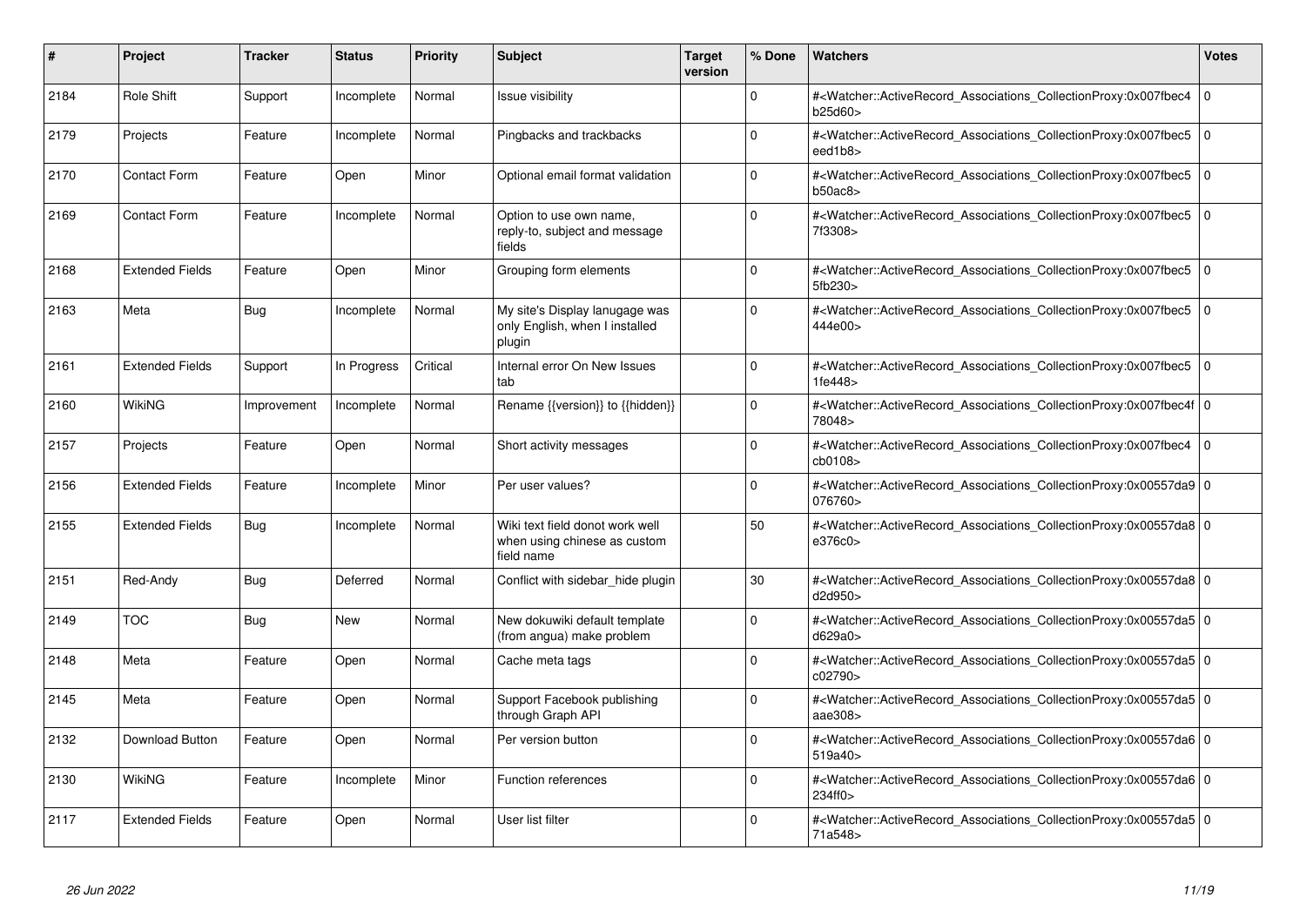| # | Project | Tracker | Status | Priority | Subject | Target version | % Done | Watchers | Votes |
|---|---|---|---|---|---|---|---|---|---|
| 2184 | Role Shift | Support | Incomplete | Normal | Issue visibility | | 0 | #<Watcher::ActiveRecord_Associations_CollectionProxy:0x007fbec4b25d60> | 0 |
| 2179 | Projects | Feature | Incomplete | Normal | Pingbacks and trackbacks | | 0 | #<Watcher::ActiveRecord_Associations_CollectionProxy:0x007fbec5eed1b8> | 0 |
| 2170 | Contact Form | Feature | Open | Minor | Optional email format validation | | 0 | #<Watcher::ActiveRecord_Associations_CollectionProxy:0x007fbec5b50ac8> | 0 |
| 2169 | Contact Form | Feature | Incomplete | Normal | Option to use own name, reply-to, subject and message fields | | 0 | #<Watcher::ActiveRecord_Associations_CollectionProxy:0x007fbec57f3308> | 0 |
| 2168 | Extended Fields | Feature | Open | Minor | Grouping form elements | | 0 | #<Watcher::ActiveRecord_Associations_CollectionProxy:0x007fbec55fb230> | 0 |
| 2163 | Meta | Bug | Incomplete | Normal | My site's Display lanugage was only English, when I installed plugin | | 0 | #<Watcher::ActiveRecord_Associations_CollectionProxy:0x007fbec5444e00> | 0 |
| 2161 | Extended Fields | Support | In Progress | Critical | Internal error On New Issues tab | | 0 | #<Watcher::ActiveRecord_Associations_CollectionProxy:0x007fbec51fe448> | 0 |
| 2160 | WikiNG | Improvement | Incomplete | Normal | Rename {{version}} to {{hidden}} | | 0 | #<Watcher::ActiveRecord_Associations_CollectionProxy:0x007fbec4f78048> | 0 |
| 2157 | Projects | Feature | Open | Normal | Short activity messages | | 0 | #<Watcher::ActiveRecord_Associations_CollectionProxy:0x007fbec4cb0108> | 0 |
| 2156 | Extended Fields | Feature | Incomplete | Minor | Per user values? | | 0 | #<Watcher::ActiveRecord_Associations_CollectionProxy:0x00557da9076760> | 0 |
| 2155 | Extended Fields | Bug | Incomplete | Normal | Wiki text field donot work well when using chinese as custom field name | | 50 | #<Watcher::ActiveRecord_Associations_CollectionProxy:0x00557da8e376c0> | 0 |
| 2151 | Red-Andy | Bug | Deferred | Normal | Conflict with sidebar_hide plugin | | 30 | #<Watcher::ActiveRecord_Associations_CollectionProxy:0x00557da8d2d950> | 0 |
| 2149 | TOC | Bug | New | Normal | New dokuwiki default template (from angua) make problem | | 0 | #<Watcher::ActiveRecord_Associations_CollectionProxy:0x00557da5d629a0> | 0 |
| 2148 | Meta | Feature | Open | Normal | Cache meta tags | | 0 | #<Watcher::ActiveRecord_Associations_CollectionProxy:0x00557da5c02790> | 0 |
| 2145 | Meta | Feature | Open | Normal | Support Facebook publishing through Graph API | | 0 | #<Watcher::ActiveRecord_Associations_CollectionProxy:0x00557da5aae308> | 0 |
| 2132 | Download Button | Feature | Open | Normal | Per version button | | 0 | #<Watcher::ActiveRecord_Associations_CollectionProxy:0x00557da6519a40> | 0 |
| 2130 | WikiNG | Feature | Incomplete | Minor | Function references | | 0 | #<Watcher::ActiveRecord_Associations_CollectionProxy:0x00557da6234ff0> | 0 |
| 2117 | Extended Fields | Feature | Open | Normal | User list filter | | 0 | #<Watcher::ActiveRecord_Associations_CollectionProxy:0x00557da571a548> | 0 |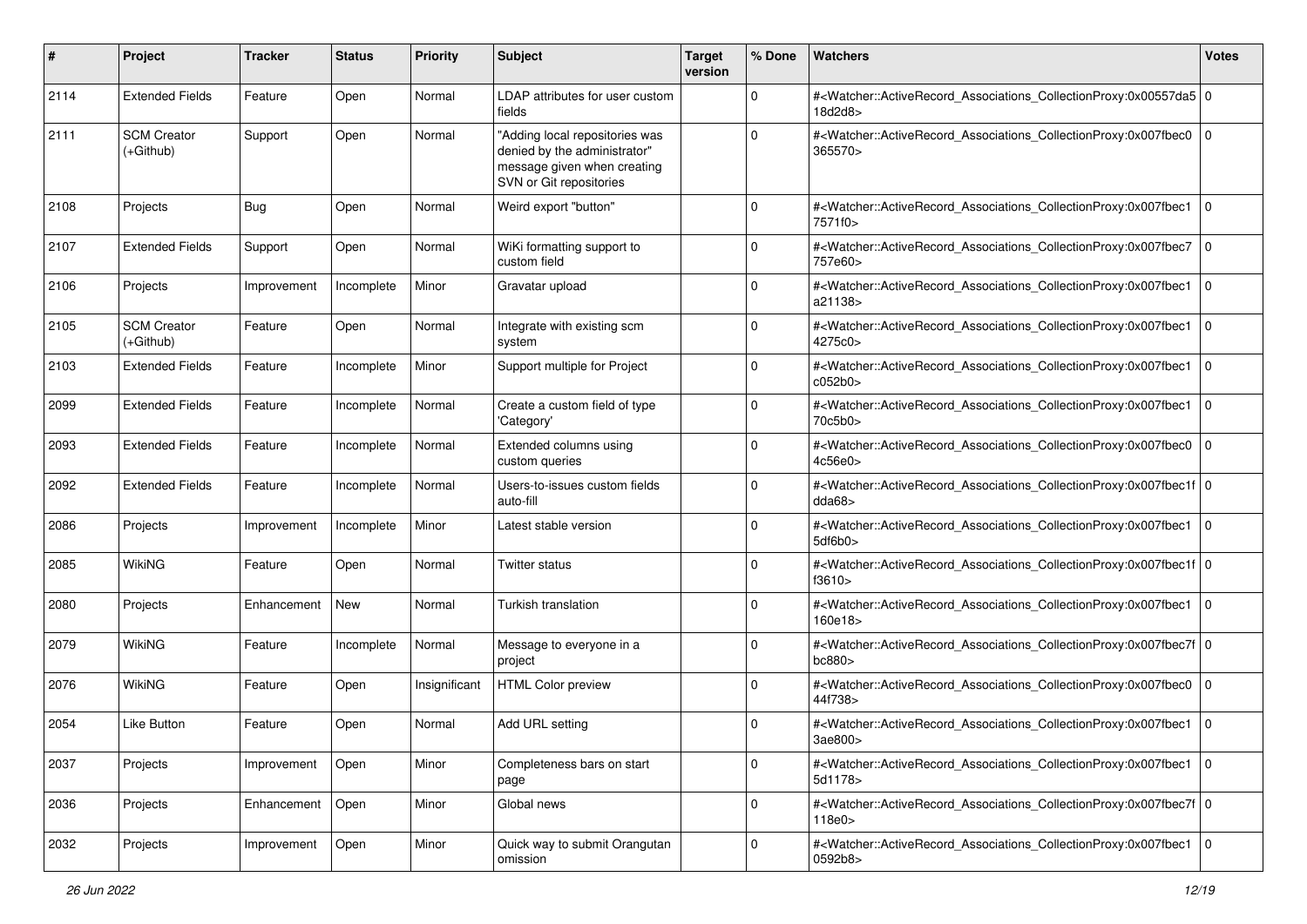| # | Project | Tracker | Status | Priority | Subject | Target version | % Done | Watchers | Votes |
|---|---|---|---|---|---|---|---|---|---|
| 2114 | Extended Fields | Feature | Open | Normal | LDAP attributes for user custom fields | | 0 | #<Watcher::ActiveRecord_Associations_CollectionProxy:0x00557da518d2d8> | 0 |
| 2111 | SCM Creator (+Github) | Support | Open | Normal | "Adding local repositories was denied by the administrator" message given when creating SVN or Git repositories | | 0 | #<Watcher::ActiveRecord_Associations_CollectionProxy:0x007fbec0365570> | 0 |
| 2108 | Projects | Bug | Open | Normal | Weird export "button" | | 0 | #<Watcher::ActiveRecord_Associations_CollectionProxy:0x007fbec17571f0> | 0 |
| 2107 | Extended Fields | Support | Open | Normal | WiKi formatting support to custom field | | 0 | #<Watcher::ActiveRecord_Associations_CollectionProxy:0x007fbec7757e60> | 0 |
| 2106 | Projects | Improvement | Incomplete | Minor | Gravatar upload | | 0 | #<Watcher::ActiveRecord_Associations_CollectionProxy:0x007fbec1a21138> | 0 |
| 2105 | SCM Creator (+Github) | Feature | Open | Normal | Integrate with existing scm system | | 0 | #<Watcher::ActiveRecord_Associations_CollectionProxy:0x007fbec14275c0> | 0 |
| 2103 | Extended Fields | Feature | Incomplete | Minor | Support multiple for Project | | 0 | #<Watcher::ActiveRecord_Associations_CollectionProxy:0x007fbec1c052b0> | 0 |
| 2099 | Extended Fields | Feature | Incomplete | Normal | Create a custom field of type 'Category' | | 0 | #<Watcher::ActiveRecord_Associations_CollectionProxy:0x007fbec170c5b0> | 0 |
| 2093 | Extended Fields | Feature | Incomplete | Normal | Extended columns using custom queries | | 0 | #<Watcher::ActiveRecord_Associations_CollectionProxy:0x007fbec04c56e0> | 0 |
| 2092 | Extended Fields | Feature | Incomplete | Normal | Users-to-issues custom fields auto-fill | | 0 | #<Watcher::ActiveRecord_Associations_CollectionProxy:0x007fbec1fdda68> | 0 |
| 2086 | Projects | Improvement | Incomplete | Minor | Latest stable version | | 0 | #<Watcher::ActiveRecord_Associations_CollectionProxy:0x007fbec15df6b0> | 0 |
| 2085 | WikiNG | Feature | Open | Normal | Twitter status | | 0 | #<Watcher::ActiveRecord_Associations_CollectionProxy:0x007fbec1ff3610> | 0 |
| 2080 | Projects | Enhancement | New | Normal | Turkish translation | | 0 | #<Watcher::ActiveRecord_Associations_CollectionProxy:0x007fbec1160e18> | 0 |
| 2079 | WikiNG | Feature | Incomplete | Normal | Message to everyone in a project | | 0 | #<Watcher::ActiveRecord_Associations_CollectionProxy:0x007fbec7fbc880> | 0 |
| 2076 | WikiNG | Feature | Open | Insignificant | HTML Color preview | | 0 | #<Watcher::ActiveRecord_Associations_CollectionProxy:0x007fbec044f738> | 0 |
| 2054 | Like Button | Feature | Open | Normal | Add URL setting | | 0 | #<Watcher::ActiveRecord_Associations_CollectionProxy:0x007fbec13ae800> | 0 |
| 2037 | Projects | Improvement | Open | Minor | Completeness bars on start page | | 0 | #<Watcher::ActiveRecord_Associations_CollectionProxy:0x007fbec15d1178> | 0 |
| 2036 | Projects | Enhancement | Open | Minor | Global news | | 0 | #<Watcher::ActiveRecord_Associations_CollectionProxy:0x007fbec7f118e0> | 0 |
| 2032 | Projects | Improvement | Open | Minor | Quick way to submit Orangutan omission | | 0 | #<Watcher::ActiveRecord_Associations_CollectionProxy:0x007fbec10592b8> | 0 |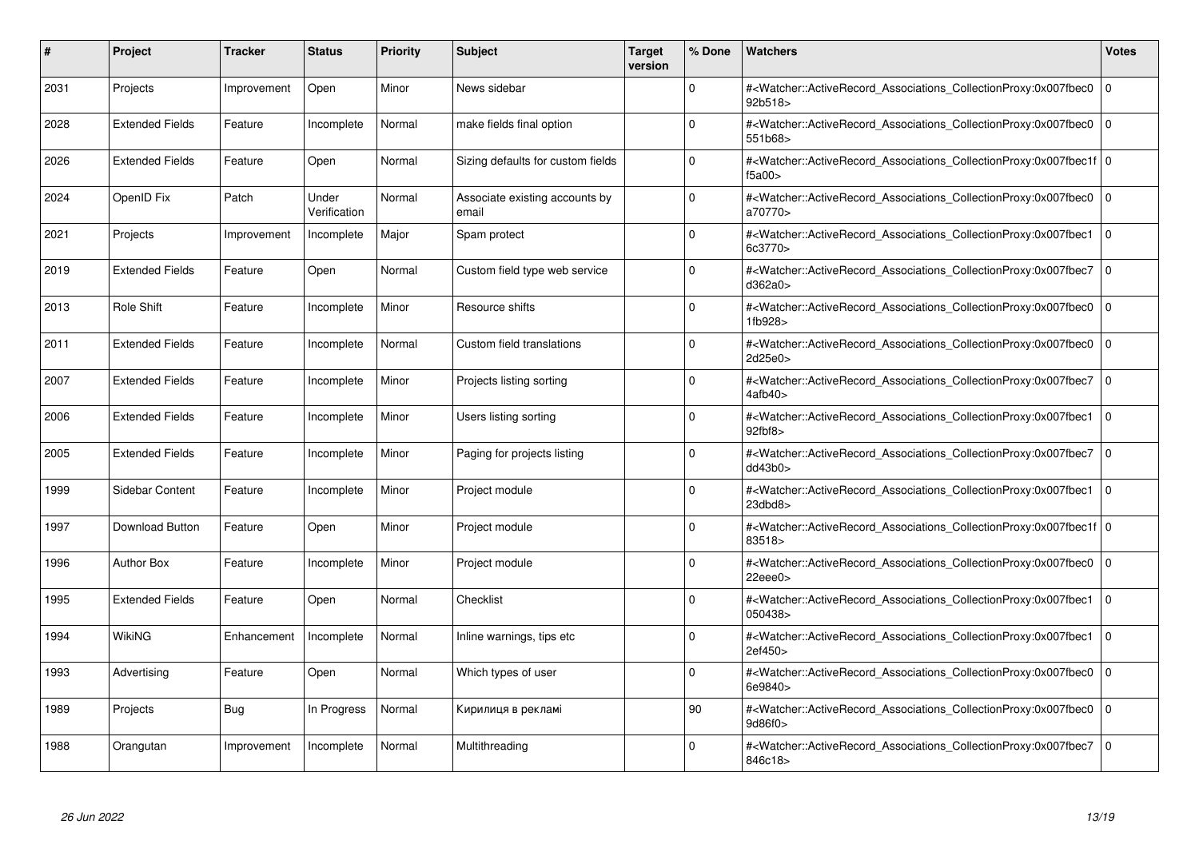| # | Project | Tracker | Status | Priority | Subject | Target version | % Done | Watchers | Votes |
|---|---|---|---|---|---|---|---|---|---|
| 2031 | Projects | Improvement | Open | Minor | News sidebar | | 0 | #<Watcher::ActiveRecord_Associations_CollectionProxy:0x007fbec092b518> | 0 |
| 2028 | Extended Fields | Feature | Incomplete | Normal | make fields final option | | 0 | #<Watcher::ActiveRecord_Associations_CollectionProxy:0x007fbec0551b68> | 0 |
| 2026 | Extended Fields | Feature | Open | Normal | Sizing defaults for custom fields | | 0 | #<Watcher::ActiveRecord_Associations_CollectionProxy:0x007fbec1ff5a00> | 0 |
| 2024 | OpenID Fix | Patch | Under Verification | Normal | Associate existing accounts by email | | 0 | #<Watcher::ActiveRecord_Associations_CollectionProxy:0x007fbec0a70770> | 0 |
| 2021 | Projects | Improvement | Incomplete | Major | Spam protect | | 0 | #<Watcher::ActiveRecord_Associations_CollectionProxy:0x007fbec16c3770> | 0 |
| 2019 | Extended Fields | Feature | Open | Normal | Custom field type web service | | 0 | #<Watcher::ActiveRecord_Associations_CollectionProxy:0x007fbec7d362a0> | 0 |
| 2013 | Role Shift | Feature | Incomplete | Minor | Resource shifts | | 0 | #<Watcher::ActiveRecord_Associations_CollectionProxy:0x007fbec01fb928> | 0 |
| 2011 | Extended Fields | Feature | Incomplete | Normal | Custom field translations | | 0 | #<Watcher::ActiveRecord_Associations_CollectionProxy:0x007fbec02d25e0> | 0 |
| 2007 | Extended Fields | Feature | Incomplete | Minor | Projects listing sorting | | 0 | #<Watcher::ActiveRecord_Associations_CollectionProxy:0x007fbec74afb40> | 0 |
| 2006 | Extended Fields | Feature | Incomplete | Minor | Users listing sorting | | 0 | #<Watcher::ActiveRecord_Associations_CollectionProxy:0x007fbec192fbf8> | 0 |
| 2005 | Extended Fields | Feature | Incomplete | Minor | Paging for projects listing | | 0 | #<Watcher::ActiveRecord_Associations_CollectionProxy:0x007fbec7dd43b0> | 0 |
| 1999 | Sidebar Content | Feature | Incomplete | Minor | Project module | | 0 | #<Watcher::ActiveRecord_Associations_CollectionProxy:0x007fbec123dbd8> | 0 |
| 1997 | Download Button | Feature | Open | Minor | Project module | | 0 | #<Watcher::ActiveRecord_Associations_CollectionProxy:0x007fbec1f83518> | 0 |
| 1996 | Author Box | Feature | Incomplete | Minor | Project module | | 0 | #<Watcher::ActiveRecord_Associations_CollectionProxy:0x007fbec022eee0> | 0 |
| 1995 | Extended Fields | Feature | Open | Normal | Checklist | | 0 | #<Watcher::ActiveRecord_Associations_CollectionProxy:0x007fbec1050438> | 0 |
| 1994 | WikiNG | Enhancement | Incomplete | Normal | Inline warnings, tips etc | | 0 | #<Watcher::ActiveRecord_Associations_CollectionProxy:0x007fbec12ef450> | 0 |
| 1993 | Advertising | Feature | Open | Normal | Which types of user | | 0 | #<Watcher::ActiveRecord_Associations_CollectionProxy:0x007fbec06e9840> | 0 |
| 1989 | Projects | Bug | In Progress | Normal | Кирилиця в рекламі | | 90 | #<Watcher::ActiveRecord_Associations_CollectionProxy:0x007fbec09d86f0> | 0 |
| 1988 | Orangutan | Improvement | Incomplete | Normal | Multithreading | | 0 | #<Watcher::ActiveRecord_Associations_CollectionProxy:0x007fbec7846c18> | 0 |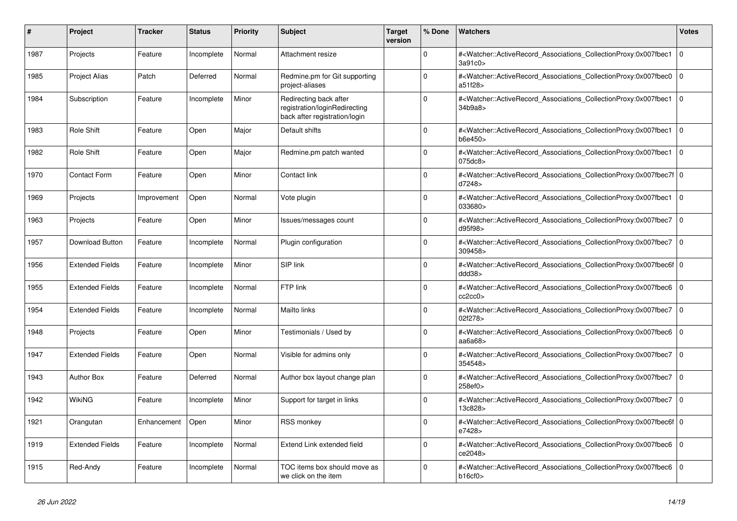| # | Project | Tracker | Status | Priority | Subject | Target version | % Done | Watchers | Votes |
|---|---|---|---|---|---|---|---|---|---|
| 1987 | Projects | Feature | Incomplete | Normal | Attachment resize | | 0 | #<Watcher::ActiveRecord_Associations_CollectionProxy:0x007fbec13a91c0> | 0 |
| 1985 | Project Alias | Patch | Deferred | Normal | Redmine.pm for Git supporting project-aliases | | 0 | #<Watcher::ActiveRecord_Associations_CollectionProxy:0x007fbec0a51f28> | 0 |
| 1984 | Subscription | Feature | Incomplete | Minor | Redirecting back after registration/loginRedirecting back after registration/login | | 0 | #<Watcher::ActiveRecord_Associations_CollectionProxy:0x007fbec134b9a8> | 0 |
| 1983 | Role Shift | Feature | Open | Major | Default shifts | | 0 | #<Watcher::ActiveRecord_Associations_CollectionProxy:0x007fbec1b6e450> | 0 |
| 1982 | Role Shift | Feature | Open | Major | Redmine.pm patch wanted | | 0 | #<Watcher::ActiveRecord_Associations_CollectionProxy:0x007fbec1075dc8> | 0 |
| 1970 | Contact Form | Feature | Open | Minor | Contact link | | 0 | #<Watcher::ActiveRecord_Associations_CollectionProxy:0x007fbec7fd7248> | 0 |
| 1969 | Projects | Improvement | Open | Normal | Vote plugin | | 0 | #<Watcher::ActiveRecord_Associations_CollectionProxy:0x007fbec1033680> | 0 |
| 1963 | Projects | Feature | Open | Minor | Issues/messages count | | 0 | #<Watcher::ActiveRecord_Associations_CollectionProxy:0x007fbec7d95f98> | 0 |
| 1957 | Download Button | Feature | Incomplete | Normal | Plugin configuration | | 0 | #<Watcher::ActiveRecord_Associations_CollectionProxy:0x007fbec7309458> | 0 |
| 1956 | Extended Fields | Feature | Incomplete | Minor | SIP link | | 0 | #<Watcher::ActiveRecord_Associations_CollectionProxy:0x007fbec6fddd38> | 0 |
| 1955 | Extended Fields | Feature | Incomplete | Normal | FTP link | | 0 | #<Watcher::ActiveRecord_Associations_CollectionProxy:0x007fbec6cc2cc0> | 0 |
| 1954 | Extended Fields | Feature | Incomplete | Normal | Mailto links | | 0 | #<Watcher::ActiveRecord_Associations_CollectionProxy:0x007fbec702f278> | 0 |
| 1948 | Projects | Feature | Open | Minor | Testimonials / Used by | | 0 | #<Watcher::ActiveRecord_Associations_CollectionProxy:0x007fbec6aa6a68> | 0 |
| 1947 | Extended Fields | Feature | Open | Normal | Visible for admins only | | 0 | #<Watcher::ActiveRecord_Associations_CollectionProxy:0x007fbec7354548> | 0 |
| 1943 | Author Box | Feature | Deferred | Normal | Author box layout change plan | | 0 | #<Watcher::ActiveRecord_Associations_CollectionProxy:0x007fbec7258ef0> | 0 |
| 1942 | WikiNG | Feature | Incomplete | Minor | Support for target in links | | 0 | #<Watcher::ActiveRecord_Associations_CollectionProxy:0x007fbec713c828> | 0 |
| 1921 | Orangutan | Enhancement | Open | Minor | RSS monkey | | 0 | #<Watcher::ActiveRecord_Associations_CollectionProxy:0x007fbec6fe7428> | 0 |
| 1919 | Extended Fields | Feature | Incomplete | Normal | Extend Link extended field | | 0 | #<Watcher::ActiveRecord_Associations_CollectionProxy:0x007fbec6ce2048> | 0 |
| 1915 | Red-Andy | Feature | Incomplete | Normal | TOC items box should move as we click on the item | | 0 | #<Watcher::ActiveRecord_Associations_CollectionProxy:0x007fbec6b16cf0> | 0 |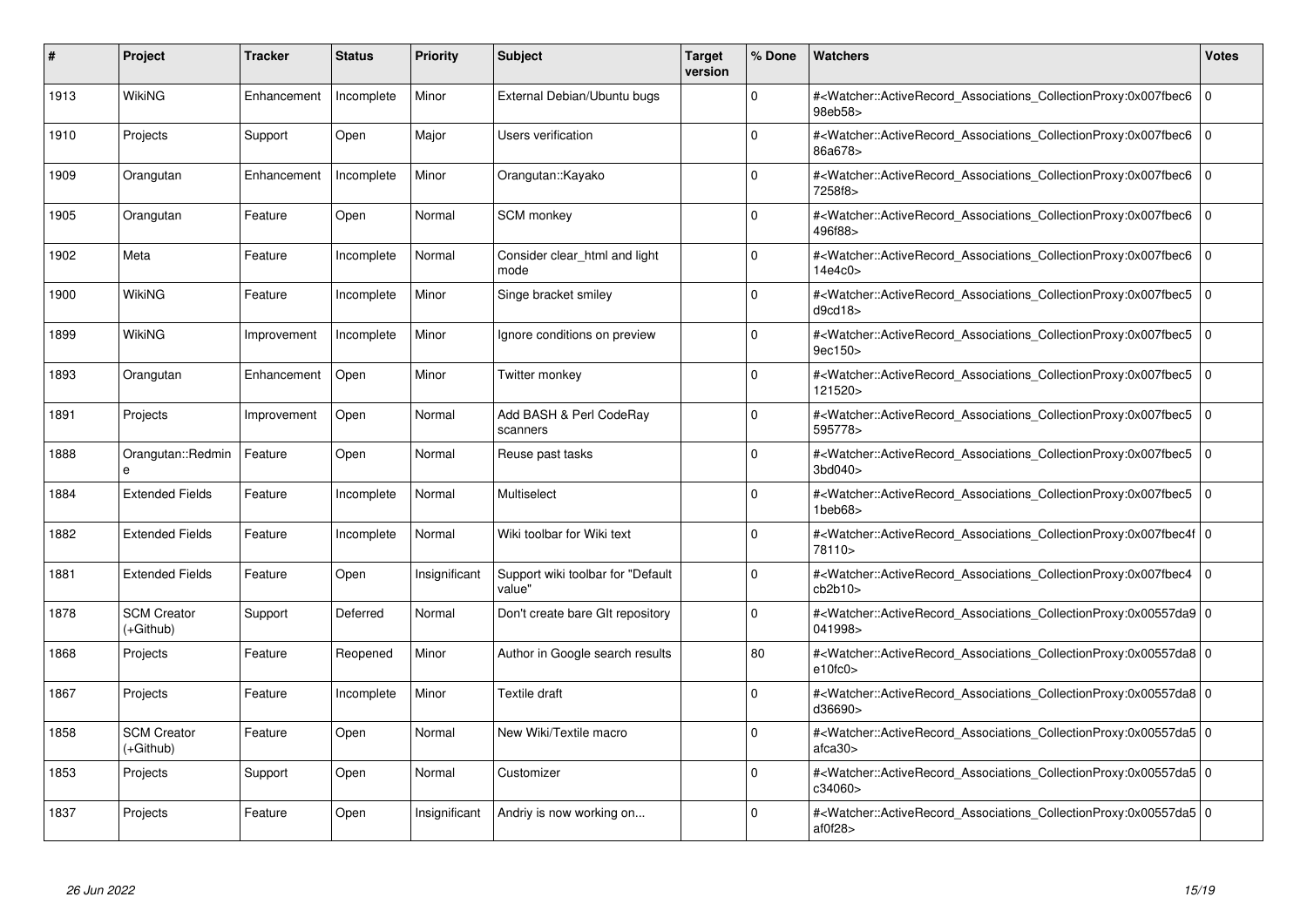| # | Project | Tracker | Status | Priority | Subject | Target version | % Done | Watchers | Votes |
|---|---|---|---|---|---|---|---|---|---|
| 1913 | WikiNG | Enhancement | Incomplete | Minor | External Debian/Ubuntu bugs | | 0 | #<Watcher::ActiveRecord_Associations_CollectionProxy:0x007fbec698eb58> | 0 |
| 1910 | Projects | Support | Open | Major | Users verification | | 0 | #<Watcher::ActiveRecord_Associations_CollectionProxy:0x007fbec686a678> | 0 |
| 1909 | Orangutan | Enhancement | Incomplete | Minor | Orangutan::Kayako | | 0 | #<Watcher::ActiveRecord_Associations_CollectionProxy:0x007fbec67258f8> | 0 |
| 1905 | Orangutan | Feature | Open | Normal | SCM monkey | | 0 | #<Watcher::ActiveRecord_Associations_CollectionProxy:0x007fbec6496f88> | 0 |
| 1902 | Meta | Feature | Incomplete | Normal | Consider clear_html and light mode | | 0 | #<Watcher::ActiveRecord_Associations_CollectionProxy:0x007fbec614e4c0> | 0 |
| 1900 | WikiNG | Feature | Incomplete | Minor | Singe bracket smiley | | 0 | #<Watcher::ActiveRecord_Associations_CollectionProxy:0x007fbec5d9cd18> | 0 |
| 1899 | WikiNG | Improvement | Incomplete | Minor | Ignore conditions on preview | | 0 | #<Watcher::ActiveRecord_Associations_CollectionProxy:0x007fbec59ec150> | 0 |
| 1893 | Orangutan | Enhancement | Open | Minor | Twitter monkey | | 0 | #<Watcher::ActiveRecord_Associations_CollectionProxy:0x007fbec5121520> | 0 |
| 1891 | Projects | Improvement | Open | Normal | Add BASH & Perl CodeRay scanners | | 0 | #<Watcher::ActiveRecord_Associations_CollectionProxy:0x007fbec5595778> | 0 |
| 1888 | Orangutan::Redmine | Feature | Open | Normal | Reuse past tasks | | 0 | #<Watcher::ActiveRecord_Associations_CollectionProxy:0x007fbec53bd040> | 0 |
| 1884 | Extended Fields | Feature | Incomplete | Normal | Multiselect | | 0 | #<Watcher::ActiveRecord_Associations_CollectionProxy:0x007fbec51beb68> | 0 |
| 1882 | Extended Fields | Feature | Incomplete | Normal | Wiki toolbar for Wiki text | | 0 | #<Watcher::ActiveRecord_Associations_CollectionProxy:0x007fbec4f78110> | 0 |
| 1881 | Extended Fields | Feature | Open | Insignificant | Support wiki toolbar for "Default value" | | 0 | #<Watcher::ActiveRecord_Associations_CollectionProxy:0x007fbec4cb2b10> | 0 |
| 1878 | SCM Creator (+Github) | Support | Deferred | Normal | Don't create bare GIt repository | | 0 | #<Watcher::ActiveRecord_Associations_CollectionProxy:0x00557da9041998> | 0 |
| 1868 | Projects | Feature | Reopened | Minor | Author in Google search results | | 80 | #<Watcher::ActiveRecord_Associations_CollectionProxy:0x00557da8e10fc0> | 0 |
| 1867 | Projects | Feature | Incomplete | Minor | Textile draft | | 0 | #<Watcher::ActiveRecord_Associations_CollectionProxy:0x00557da8d36690> | 0 |
| 1858 | SCM Creator (+Github) | Feature | Open | Normal | New Wiki/Textile macro | | 0 | #<Watcher::ActiveRecord_Associations_CollectionProxy:0x00557da5afca30> | 0 |
| 1853 | Projects | Support | Open | Normal | Customizer | | 0 | #<Watcher::ActiveRecord_Associations_CollectionProxy:0x00557da5c34060> | 0 |
| 1837 | Projects | Feature | Open | Insignificant | Andriy is now working on... | | 0 | #<Watcher::ActiveRecord_Associations_CollectionProxy:0x00557da5af0f28> | 0 |

*26 Jun 2022*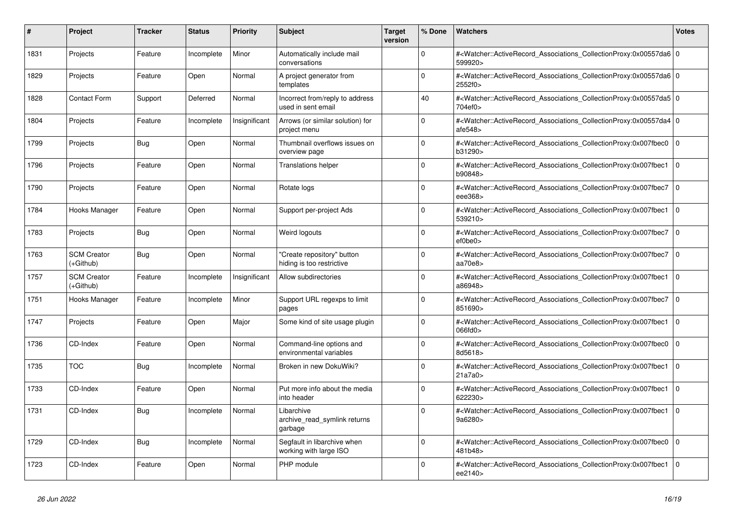| # | Project | Tracker | Status | Priority | Subject | Target version | % Done | Watchers | Votes |
|---|---|---|---|---|---|---|---|---|---|
| 1831 | Projects | Feature | Incomplete | Minor | Automatically include mail conversations | | 0 | #<Watcher::ActiveRecord_Associations_CollectionProxy:0x00557da6599920> | 0 |
| 1829 | Projects | Feature | Open | Normal | A project generator from templates | | 0 | #<Watcher::ActiveRecord_Associations_CollectionProxy:0x00557da62552f0> | 0 |
| 1828 | Contact Form | Support | Deferred | Normal | Incorrect from/reply to address used in sent email | | 40 | #<Watcher::ActiveRecord_Associations_CollectionProxy:0x00557da5704ef0> | 0 |
| 1804 | Projects | Feature | Incomplete | Insignificant | Arrows (or similar solution) for project menu | | 0 | #<Watcher::ActiveRecord_Associations_CollectionProxy:0x00557da4afe548> | 0 |
| 1799 | Projects | Bug | Open | Normal | Thumbnail overflows issues on overview page | | 0 | #<Watcher::ActiveRecord_Associations_CollectionProxy:0x007fbec0b31290> | 0 |
| 1796 | Projects | Feature | Open | Normal | Translations helper | | 0 | #<Watcher::ActiveRecord_Associations_CollectionProxy:0x007fbec1b90848> | 0 |
| 1790 | Projects | Feature | Open | Normal | Rotate logs | | 0 | #<Watcher::ActiveRecord_Associations_CollectionProxy:0x007fbec7eee368> | 0 |
| 1784 | Hooks Manager | Feature | Open | Normal | Support per-project Ads | | 0 | #<Watcher::ActiveRecord_Associations_CollectionProxy:0x007fbec1539210> | 0 |
| 1783 | Projects | Bug | Open | Normal | Weird logouts | | 0 | #<Watcher::ActiveRecord_Associations_CollectionProxy:0x007fbec7ef0be0> | 0 |
| 1763 | SCM Creator (+Github) | Bug | Open | Normal | "Create repository" button hiding is too restrictive | | 0 | #<Watcher::ActiveRecord_Associations_CollectionProxy:0x007fbec7aa70e8> | 0 |
| 1757 | SCM Creator (+Github) | Feature | Incomplete | Insignificant | Allow subdirectories | | 0 | #<Watcher::ActiveRecord_Associations_CollectionProxy:0x007fbec1a86948> | 0 |
| 1751 | Hooks Manager | Feature | Incomplete | Minor | Support URL regexps to limit pages | | 0 | #<Watcher::ActiveRecord_Associations_CollectionProxy:0x007fbec7851690> | 0 |
| 1747 | Projects | Feature | Open | Major | Some kind of site usage plugin | | 0 | #<Watcher::ActiveRecord_Associations_CollectionProxy:0x007fbec1066fd0> | 0 |
| 1736 | CD-Index | Feature | Open | Normal | Command-line options and environmental variables | | 0 | #<Watcher::ActiveRecord_Associations_CollectionProxy:0x007fbec08d5618> | 0 |
| 1735 | TOC | Bug | Incomplete | Normal | Broken in new DokuWiki? | | 0 | #<Watcher::ActiveRecord_Associations_CollectionProxy:0x007fbec121a7a0> | 0 |
| 1733 | CD-Index | Feature | Open | Normal | Put more info about the media into header | | 0 | #<Watcher::ActiveRecord_Associations_CollectionProxy:0x007fbec1622230> | 0 |
| 1731 | CD-Index | Bug | Incomplete | Normal | Libarchive archive_read_symlink returns garbage | | 0 | #<Watcher::ActiveRecord_Associations_CollectionProxy:0x007fbec19a6280> | 0 |
| 1729 | CD-Index | Bug | Incomplete | Normal | Segfault in libarchive when working with large ISO | | 0 | #<Watcher::ActiveRecord_Associations_CollectionProxy:0x007fbec0481b48> | 0 |
| 1723 | CD-Index | Feature | Open | Normal | PHP module | | 0 | #<Watcher::ActiveRecord_Associations_CollectionProxy:0x007fbec1ee2140> | 0 |

*26 Jun 2022*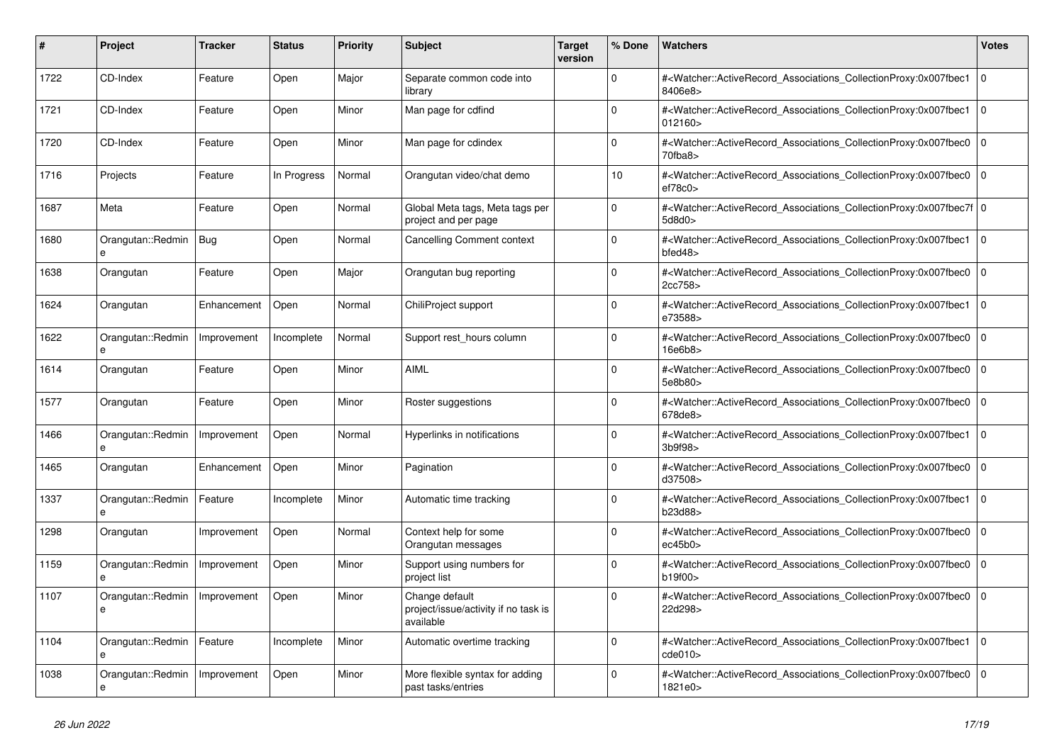| # | Project | Tracker | Status | Priority | Subject | Target version | % Done | Watchers | Votes |
|---|---|---|---|---|---|---|---|---|---|
| 1722 | CD-Index | Feature | Open | Major | Separate common code into library | | 0 | #<Watcher::ActiveRecord_Associations_CollectionProxy:0x007fbec18406e8> | 0 |
| 1721 | CD-Index | Feature | Open | Minor | Man page for cdfind | | 0 | #<Watcher::ActiveRecord_Associations_CollectionProxy:0x007fbec1012160> | 0 |
| 1720 | CD-Index | Feature | Open | Minor | Man page for cdindex | | 0 | #<Watcher::ActiveRecord_Associations_CollectionProxy:0x007fbec070fba8> | 0 |
| 1716 | Projects | Feature | In Progress | Normal | Orangutan video/chat demo | | 10 | #<Watcher::ActiveRecord_Associations_CollectionProxy:0x007fbec0ef78c0> | 0 |
| 1687 | Meta | Feature | Open | Normal | Global Meta tags, Meta tags per project and per page | | 0 | #<Watcher::ActiveRecord_Associations_CollectionProxy:0x007fbec7f5d8d0> | 0 |
| 1680 | Orangutan::Redmine | Bug | Open | Normal | Cancelling Comment context | | 0 | #<Watcher::ActiveRecord_Associations_CollectionProxy:0x007fbec1bfed48> | 0 |
| 1638 | Orangutan | Feature | Open | Major | Orangutan bug reporting | | 0 | #<Watcher::ActiveRecord_Associations_CollectionProxy:0x007fbec02cc758> | 0 |
| 1624 | Orangutan | Enhancement | Open | Normal | ChiliProject support | | 0 | #<Watcher::ActiveRecord_Associations_CollectionProxy:0x007fbec1e73588> | 0 |
| 1622 | Orangutan::Redmine | Improvement | Incomplete | Normal | Support rest_hours column | | 0 | #<Watcher::ActiveRecord_Associations_CollectionProxy:0x007fbec016e6b8> | 0 |
| 1614 | Orangutan | Feature | Open | Minor | AIML | | 0 | #<Watcher::ActiveRecord_Associations_CollectionProxy:0x007fbec05e8b80> | 0 |
| 1577 | Orangutan | Feature | Open | Minor | Roster suggestions | | 0 | #<Watcher::ActiveRecord_Associations_CollectionProxy:0x007fbec0678de8> | 0 |
| 1466 | Orangutan::Redmine | Improvement | Open | Normal | Hyperlinks in notifications | | 0 | #<Watcher::ActiveRecord_Associations_CollectionProxy:0x007fbec13b9f98> | 0 |
| 1465 | Orangutan | Enhancement | Open | Minor | Pagination | | 0 | #<Watcher::ActiveRecord_Associations_CollectionProxy:0x007fbec0d37508> | 0 |
| 1337 | Orangutan::Redmine | Feature | Incomplete | Minor | Automatic time tracking | | 0 | #<Watcher::ActiveRecord_Associations_CollectionProxy:0x007fbec1b23d88> | 0 |
| 1298 | Orangutan | Improvement | Open | Normal | Context help for some Orangutan messages | | 0 | #<Watcher::ActiveRecord_Associations_CollectionProxy:0x007fbec0ec45b0> | 0 |
| 1159 | Orangutan::Redmine | Improvement | Open | Minor | Support using numbers for project list | | 0 | #<Watcher::ActiveRecord_Associations_CollectionProxy:0x007fbec0b19f00> | 0 |
| 1107 | Orangutan::Redmine | Improvement | Open | Minor | Change default project/issue/activity if no task is available | | 0 | #<Watcher::ActiveRecord_Associations_CollectionProxy:0x007fbec022d298> | 0 |
| 1104 | Orangutan::Redmine | Feature | Incomplete | Minor | Automatic overtime tracking | | 0 | #<Watcher::ActiveRecord_Associations_CollectionProxy:0x007fbec1cde010> | 0 |
| 1038 | Orangutan::Redmine | Improvement | Open | Minor | More flexible syntax for adding past tasks/entries | | 0 | #<Watcher::ActiveRecord_Associations_CollectionProxy:0x007fbec01821e0> | 0 |

*26 Jun 2022*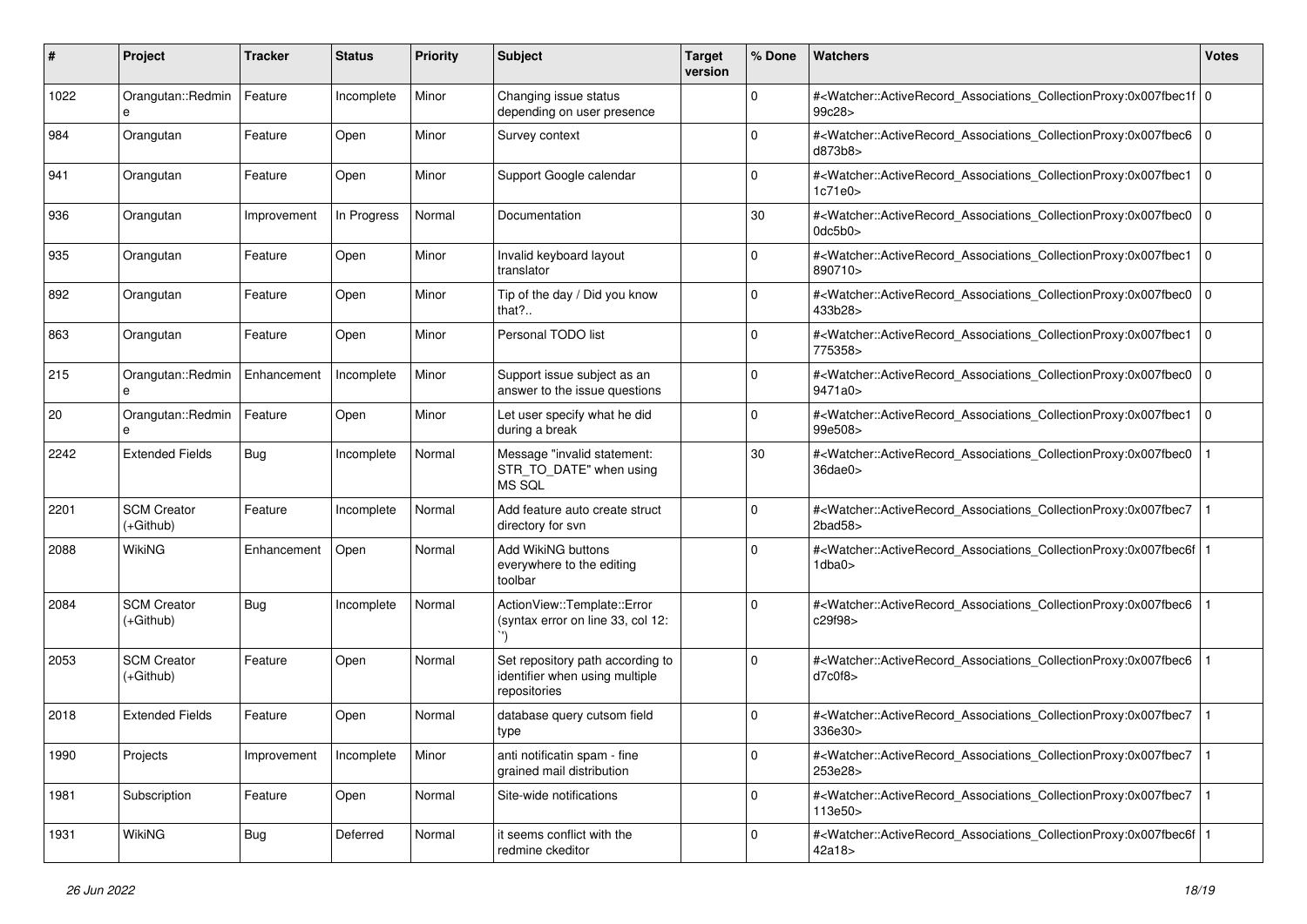| # | Project | Tracker | Status | Priority | Subject | Target version | % Done | Watchers | Votes |
|---|---|---|---|---|---|---|---|---|---|
| 1022 | Orangutan::Redmine | Feature | Incomplete | Minor | Changing issue status depending on user presence | | 0 | #<Watcher::ActiveRecord_Associations_CollectionProxy:0x007fbec1f99c28> | 0 |
| 984 | Orangutan | Feature | Open | Minor | Survey context | | 0 | #<Watcher::ActiveRecord_Associations_CollectionProxy:0x007fbec6d873b8> | 0 |
| 941 | Orangutan | Feature | Open | Minor | Support Google calendar | | 0 | #<Watcher::ActiveRecord_Associations_CollectionProxy:0x007fbec11c71e0> | 0 |
| 936 | Orangutan | Improvement | In Progress | Normal | Documentation | | 30 | #<Watcher::ActiveRecord_Associations_CollectionProxy:0x007fbec00dc5b0> | 0 |
| 935 | Orangutan | Feature | Open | Minor | Invalid keyboard layout translator | | 0 | #<Watcher::ActiveRecord_Associations_CollectionProxy:0x007fbec1890710> | 0 |
| 892 | Orangutan | Feature | Open | Minor | Tip of the day / Did you know that?.. | | 0 | #<Watcher::ActiveRecord_Associations_CollectionProxy:0x007fbec0433b28> | 0 |
| 863 | Orangutan | Feature | Open | Minor | Personal TODO list | | 0 | #<Watcher::ActiveRecord_Associations_CollectionProxy:0x007fbec1775358> | 0 |
| 215 | Orangutan::Redmine | Enhancement | Incomplete | Minor | Support issue subject as an answer to the issue questions | | 0 | #<Watcher::ActiveRecord_Associations_CollectionProxy:0x007fbec09471a0> | 0 |
| 20 | Orangutan::Redmine | Feature | Open | Minor | Let user specify what he did during a break | | 0 | #<Watcher::ActiveRecord_Associations_CollectionProxy:0x007fbec199e508> | 0 |
| 2242 | Extended Fields | Bug | Incomplete | Normal | Message "invalid statement: STR_TO_DATE" when using MS SQL | | 30 | #<Watcher::ActiveRecord_Associations_CollectionProxy:0x007fbec036dae0> | 1 |
| 2201 | SCM Creator (+Github) | Feature | Incomplete | Normal | Add feature auto create struct directory for svn | | 0 | #<Watcher::ActiveRecord_Associations_CollectionProxy:0x007fbec72bad58> | 1 |
| 2088 | WikiNG | Enhancement | Open | Normal | Add WikiNG buttons everywhere to the editing toolbar | | 0 | #<Watcher::ActiveRecord_Associations_CollectionProxy:0x007fbec6f1dba0> | 1 |
| 2084 | SCM Creator (+Github) | Bug | Incomplete | Normal | ActionView::Template::Error (syntax error on line 33, col 12: `') | | 0 | #<Watcher::ActiveRecord_Associations_CollectionProxy:0x007fbec6c29f98> | 1 |
| 2053 | SCM Creator (+Github) | Feature | Open | Normal | Set repository path according to identifier when using multiple repositories | | 0 | #<Watcher::ActiveRecord_Associations_CollectionProxy:0x007fbec6d7c0f8> | 1 |
| 2018 | Extended Fields | Feature | Open | Normal | database query cutsom field type | | 0 | #<Watcher::ActiveRecord_Associations_CollectionProxy:0x007fbec7336e30> | 1 |
| 1990 | Projects | Improvement | Incomplete | Minor | anti notificatin spam - fine grained mail distribution | | 0 | #<Watcher::ActiveRecord_Associations_CollectionProxy:0x007fbec7253e28> | 1 |
| 1981 | Subscription | Feature | Open | Normal | Site-wide notifications | | 0 | #<Watcher::ActiveRecord_Associations_CollectionProxy:0x007fbec7113e50> | 1 |
| 1931 | WikiNG | Bug | Deferred | Normal | it seems conflict with the redmine ckeditor | | 0 | #<Watcher::ActiveRecord_Associations_CollectionProxy:0x007fbec6f42a18> | 1 |

*26 Jun 2022*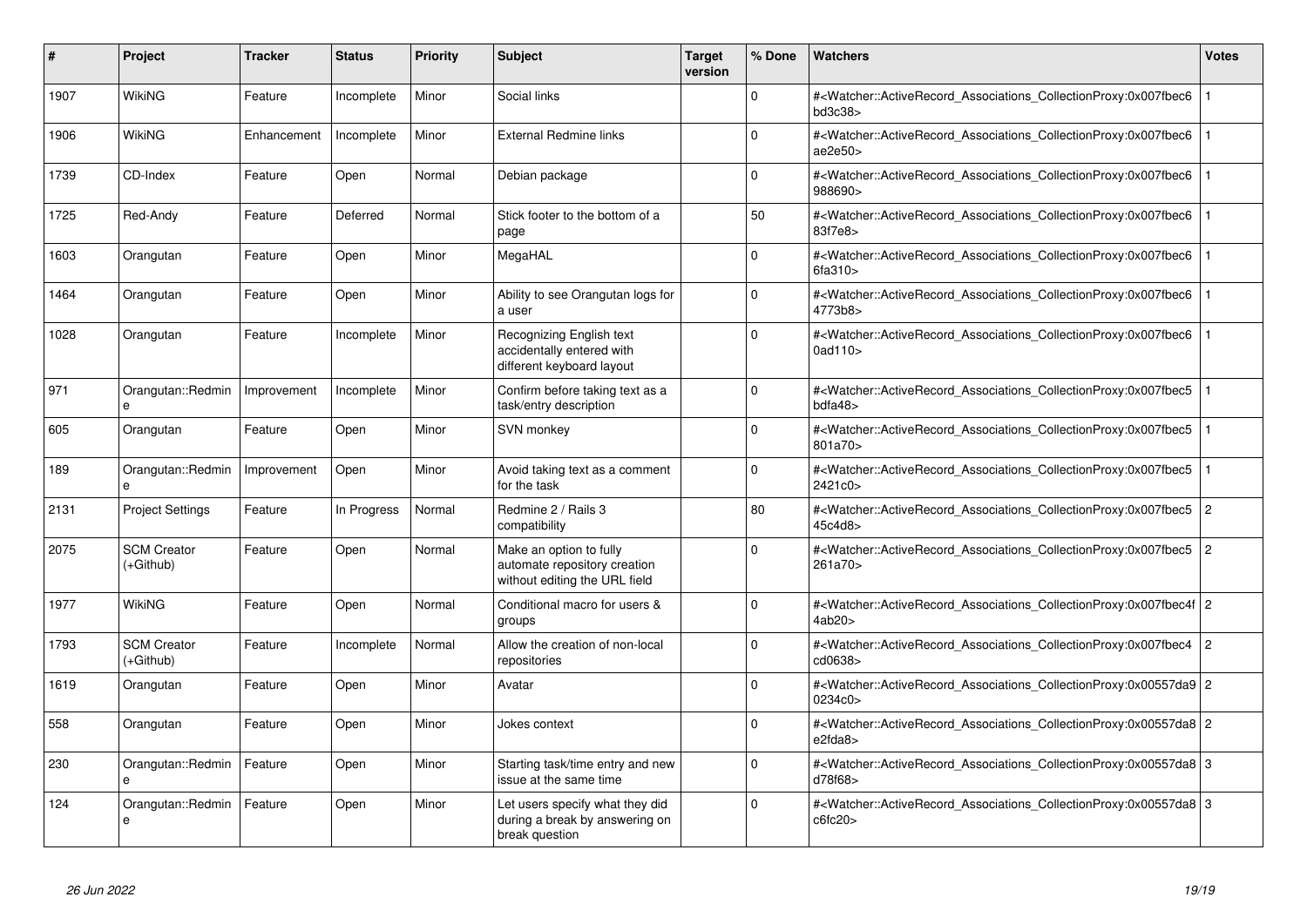| # | Project | Tracker | Status | Priority | Subject | Target version | % Done | Watchers | Votes |
|---|---|---|---|---|---|---|---|---|---|
| 1907 | WikiNG | Feature | Incomplete | Minor | Social links | | 0 | #<Watcher::ActiveRecord_Associations_CollectionProxy:0x007fbec6bd3c38> | 1 |
| 1906 | WikiNG | Enhancement | Incomplete | Minor | External Redmine links | | 0 | #<Watcher::ActiveRecord_Associations_CollectionProxy:0x007fbec6ae2e50> | 1 |
| 1739 | CD-Index | Feature | Open | Normal | Debian package | | 0 | #<Watcher::ActiveRecord_Associations_CollectionProxy:0x007fbec6988690> | 1 |
| 1725 | Red-Andy | Feature | Deferred | Normal | Stick footer to the bottom of a page | | 50 | #<Watcher::ActiveRecord_Associations_CollectionProxy:0x007fbec683f7e8> | 1 |
| 1603 | Orangutan | Feature | Open | Minor | MegaHAL | | 0 | #<Watcher::ActiveRecord_Associations_CollectionProxy:0x007fbec66fa310> | 1 |
| 1464 | Orangutan | Feature | Open | Minor | Ability to see Orangutan logs for a user | | 0 | #<Watcher::ActiveRecord_Associations_CollectionProxy:0x007fbec64773b8> | 1 |
| 1028 | Orangutan | Feature | Incomplete | Minor | Recognizing English text accidentally entered with different keyboard layout | | 0 | #<Watcher::ActiveRecord_Associations_CollectionProxy:0x007fbec60ad110> | 1 |
| 971 | Orangutan::Redmine | Improvement | Incomplete | Minor | Confirm before taking text as a task/entry description | | 0 | #<Watcher::ActiveRecord_Associations_CollectionProxy:0x007fbec5bdfa48> | 1 |
| 605 | Orangutan | Feature | Open | Minor | SVN monkey | | 0 | #<Watcher::ActiveRecord_Associations_CollectionProxy:0x007fbec5801a70> | 1 |
| 189 | Orangutan::Redmine | Improvement | Open | Minor | Avoid taking text as a comment for the task | | 0 | #<Watcher::ActiveRecord_Associations_CollectionProxy:0x007fbec52421c0> | 1 |
| 2131 | Project Settings | Feature | In Progress | Normal | Redmine 2 / Rails 3 compatibility | | 80 | #<Watcher::ActiveRecord_Associations_CollectionProxy:0x007fbec545c4d8> | 2 |
| 2075 | SCM Creator (+Github) | Feature | Open | Normal | Make an option to fully automate repository creation without editing the URL field | | 0 | #<Watcher::ActiveRecord_Associations_CollectionProxy:0x007fbec5261a70> | 2 |
| 1977 | WikiNG | Feature | Open | Normal | Conditional macro for users & groups | | 0 | #<Watcher::ActiveRecord_Associations_CollectionProxy:0x007fbec4f4ab20> | 2 |
| 1793 | SCM Creator (+Github) | Feature | Incomplete | Normal | Allow the creation of non-local repositories | | 0 | #<Watcher::ActiveRecord_Associations_CollectionProxy:0x007fbec4cd0638> | 2 |
| 1619 | Orangutan | Feature | Open | Minor | Avatar | | 0 | #<Watcher::ActiveRecord_Associations_CollectionProxy:0x00557da90234c0> | 2 |
| 558 | Orangutan | Feature | Open | Minor | Jokes context | | 0 | #<Watcher::ActiveRecord_Associations_CollectionProxy:0x00557da8e2fda8> | 2 |
| 230 | Orangutan::Redmine | Feature | Open | Minor | Starting task/time entry and new issue at the same time | | 0 | #<Watcher::ActiveRecord_Associations_CollectionProxy:0x00557da8d78f68> | 3 |
| 124 | Orangutan::Redmine | Feature | Open | Minor | Let users specify what they did during a break by answering on break question | | 0 | #<Watcher::ActiveRecord_Associations_CollectionProxy:0x00557da8c6fc20> | 3 |

*26 Jun 2022*